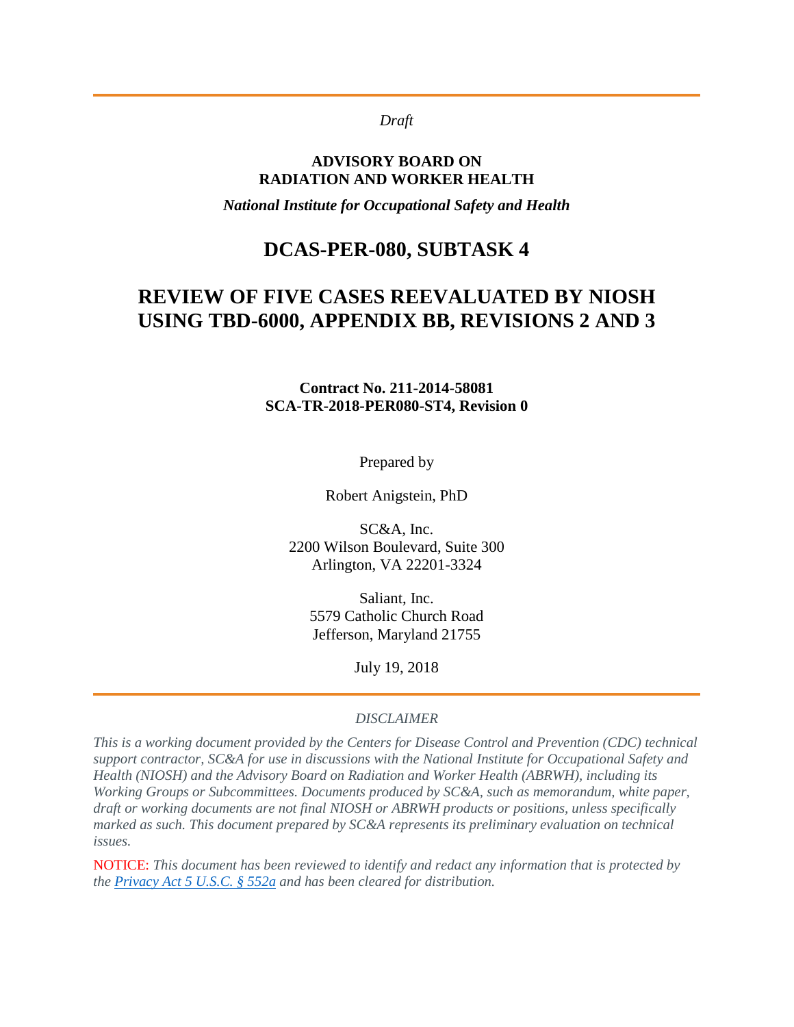*Draft*

**ADVISORY BOARD ON RADIATION AND WORKER HEALTH**

***National Institute for Occupational Safety and Health***

# DCAS-PER-080, SUBTASK 4

# REVIEW OF FIVE CASES REEVALUATED BY NIOSH USING TBD-6000, APPENDIX BB, REVISIONS 2 AND 3

**Contract No. 211-2014-58081**
**SCA-TR-2018-PER080-ST4, Revision 0**

Prepared by

Robert Anigstein, PhD

SC&A, Inc.
2200 Wilson Boulevard, Suite 300
Arlington, VA 22201-3324

Saliant, Inc.
5579 Catholic Church Road
Jefferson, Maryland 21755

July 19, 2018

*DISCLAIMER*

*This is a working document provided by the Centers for Disease Control and Prevention (CDC) technical support contractor, SC&A for use in discussions with the National Institute for Occupational Safety and Health (NIOSH) and the Advisory Board on Radiation and Worker Health (ABRWH), including its Working Groups or Subcommittees. Documents produced by SC&A, such as memorandum, white paper, draft or working documents are not final NIOSH or ABRWH products or positions, unless specifically marked as such. This document prepared by SC&A represents its preliminary evaluation on technical issues.*

NOTICE: *This document has been reviewed to identify and redact any information that is protected by the [Privacy Act 5 U.S.C. § 552a] and has been cleared for distribution.*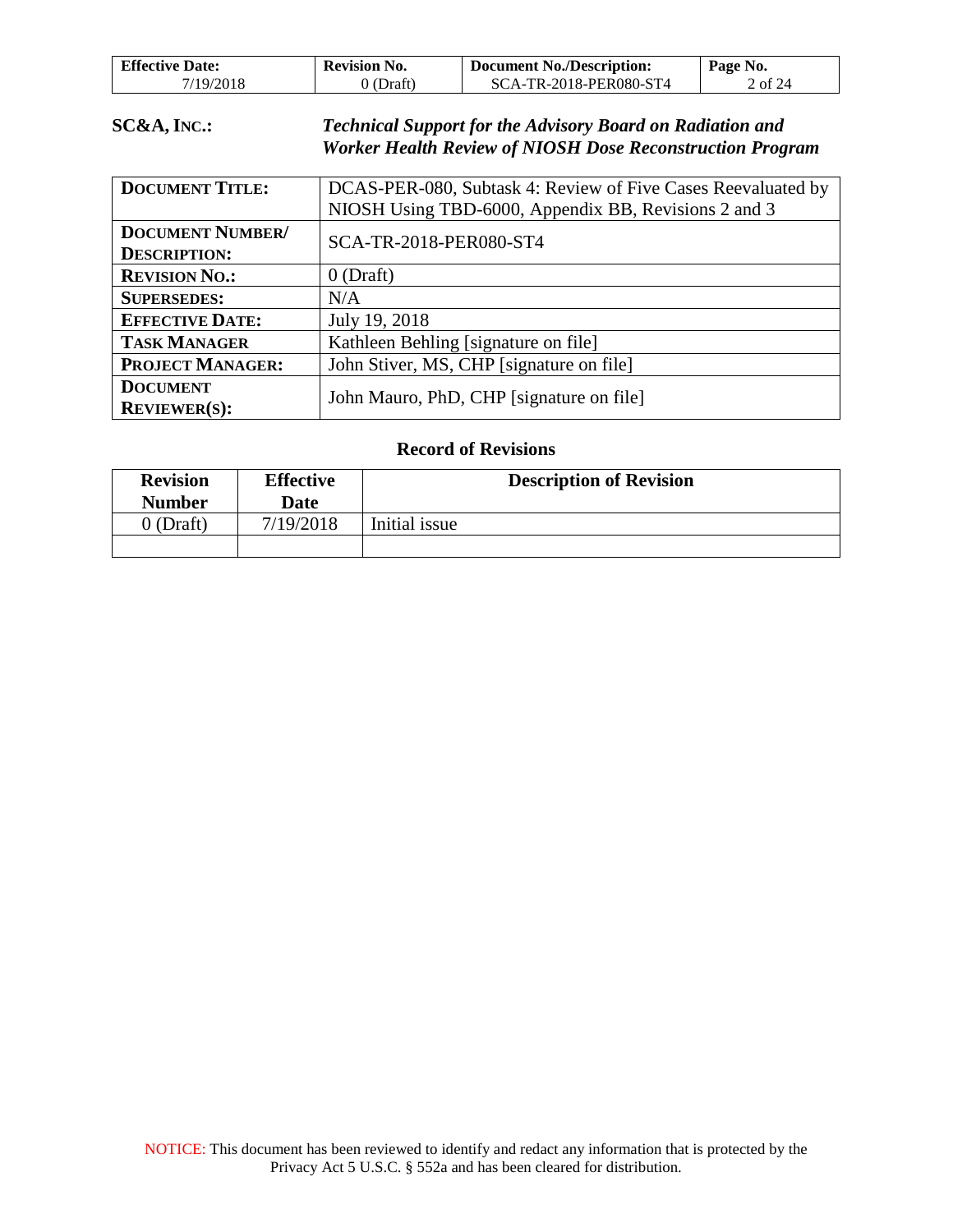**SC&A, INC.:** *Technical Support for the Advisory Board on Radiation and Worker Health Review of NIOSH Dose Reconstruction Program*

| | |
|---|---|
| **DOCUMENT TITLE:** | DCAS-PER-080, Subtask 4: Review of Five Cases Reevaluated by NIOSH Using TBD-6000, Appendix BB, Revisions 2 and 3 |
| **DOCUMENT NUMBER/ DESCRIPTION:** | SCA-TR-2018-PER080-ST4 |
| **REVISION NO.:** | 0 (Draft) |
| **SUPERSEDES:** | N/A |
| **EFFECTIVE DATE:** | July 19, 2018 |
| **TASK MANAGER** | Kathleen Behling [signature on file] |
| **PROJECT MANAGER:** | John Stiver, MS, CHP [signature on file] |
| **DOCUMENT REVIEWER(S):** | John Mauro, PhD, CHP [signature on file] |

## Record of Revisions

| Revision Number | Effective Date | Description of Revision |
|---|---|---|
| 0 (Draft) | 7/19/2018 | Initial issue |
| | | |

NOTICE: This document has been reviewed to identify and redact any information that is protected by the Privacy Act 5 U.S.C. § 552a and has been cleared for distribution.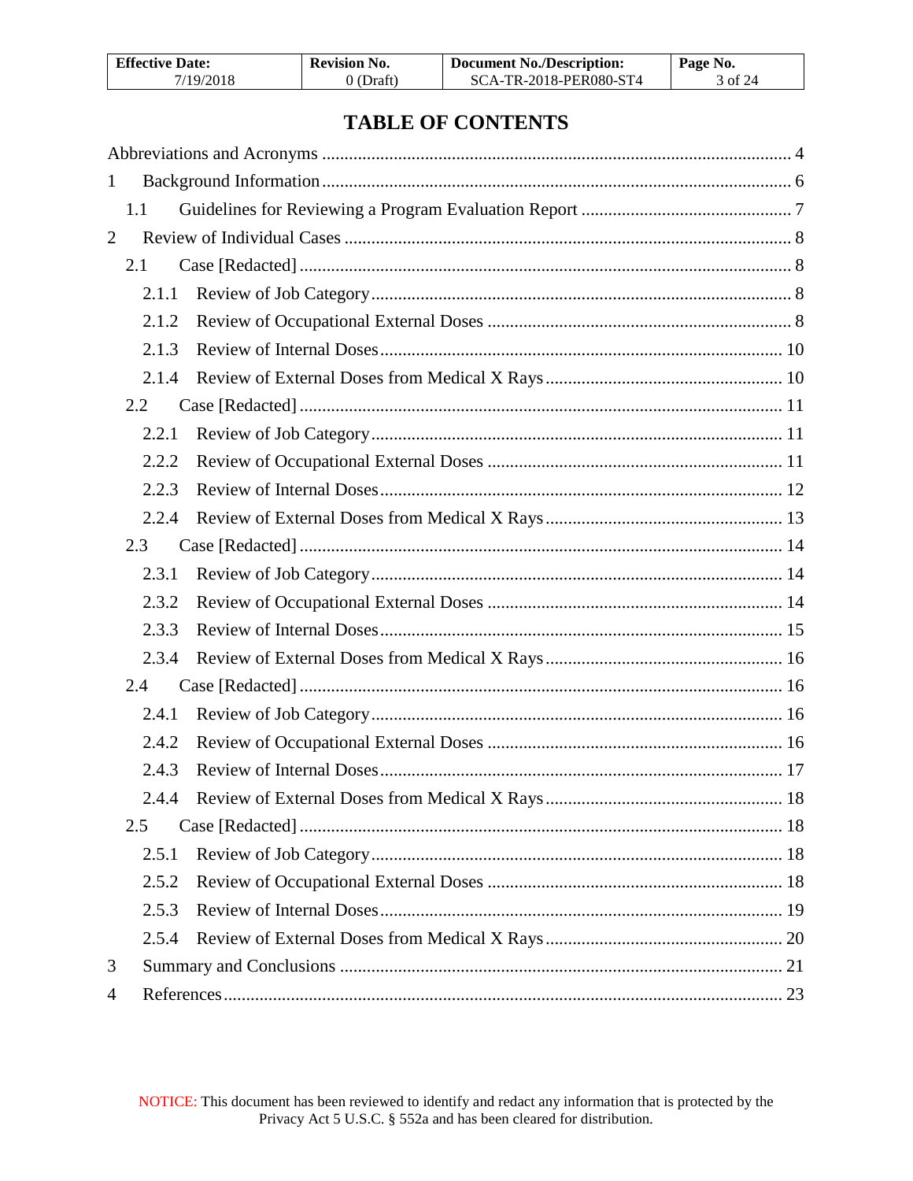# TABLE OF CONTENTS

Abbreviations and Acronyms ........ 4

1 Background Information ........ 6

1.1 Guidelines for Reviewing a Program Evaluation Report ........ 7

2 Review of Individual Cases ........ 8

2.1 Case [Redacted] ........ 8

2.1.1 Review of Job Category ........ 8

2.1.2 Review of Occupational External Doses ........ 8

2.1.3 Review of Internal Doses ........ 10

2.1.4 Review of External Doses from Medical X Rays ........ 10

2.2 Case [Redacted] ........ 11

2.2.1 Review of Job Category ........ 11

2.2.2 Review of Occupational External Doses ........ 11

2.2.3 Review of Internal Doses ........ 12

2.2.4 Review of External Doses from Medical X Rays ........ 13

2.3 Case [Redacted] ........ 14

2.3.1 Review of Job Category ........ 14

2.3.2 Review of Occupational External Doses ........ 14

2.3.3 Review of Internal Doses ........ 15

2.3.4 Review of External Doses from Medical X Rays ........ 16

2.4 Case [Redacted] ........ 16

2.4.1 Review of Job Category ........ 16

2.4.2 Review of Occupational External Doses ........ 16

2.4.3 Review of Internal Doses ........ 17

2.4.4 Review of External Doses from Medical X Rays ........ 18

2.5 Case [Redacted] ........ 18

2.5.1 Review of Job Category ........ 18

2.5.2 Review of Occupational External Doses ........ 18

2.5.3 Review of Internal Doses ........ 19

2.5.4 Review of External Doses from Medical X Rays ........ 20

3 Summary and Conclusions ........ 21

4 References ........ 23

NOTICE: This document has been reviewed to identify and redact any information that is protected by the Privacy Act 5 U.S.C. § 552a and has been cleared for distribution.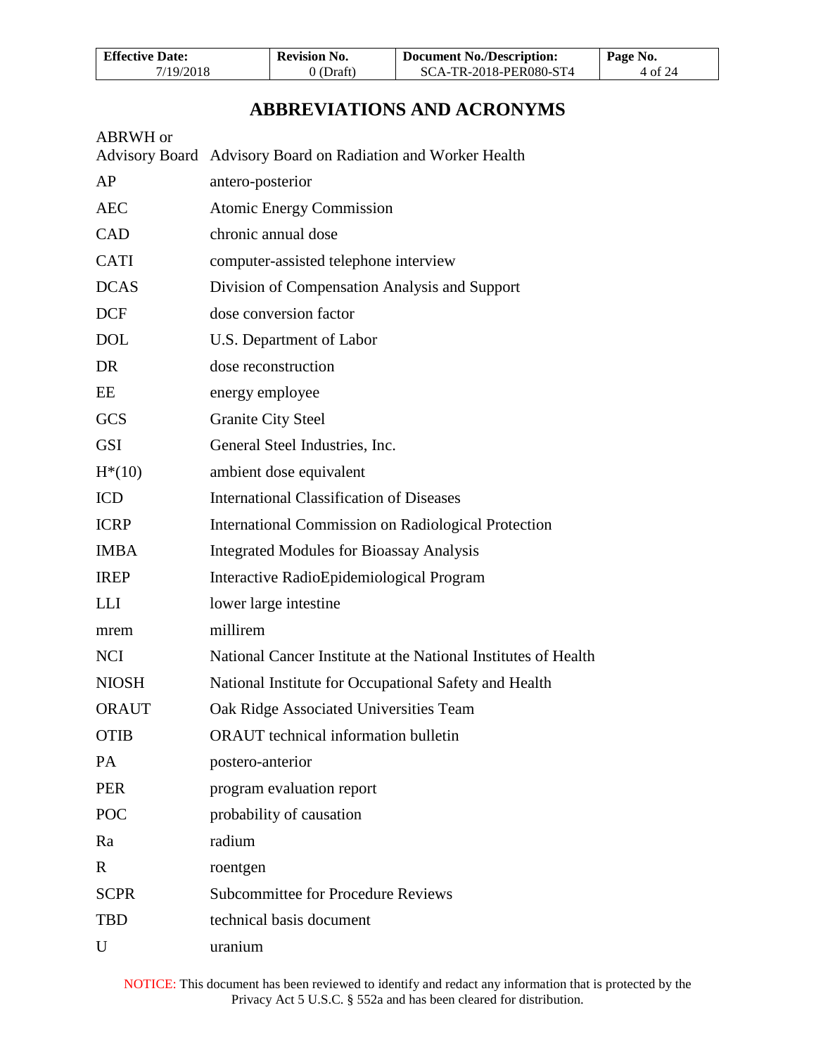# ABBREVIATIONS AND ACRONYMS

| | |
|---|---|
| ABRWH or Advisory Board | Advisory Board on Radiation and Worker Health |
| AP | antero-posterior |
| AEC | Atomic Energy Commission |
| CAD | chronic annual dose |
| CATI | computer-assisted telephone interview |
| DCAS | Division of Compensation Analysis and Support |
| DCF | dose conversion factor |
| DOL | U.S. Department of Labor |
| DR | dose reconstruction |
| EE | energy employee |
| GCS | Granite City Steel |
| GSI | General Steel Industries, Inc. |
| H*(10) | ambient dose equivalent |
| ICD | International Classification of Diseases |
| ICRP | International Commission on Radiological Protection |
| IMBA | Integrated Modules for Bioassay Analysis |
| IREP | Interactive RadioEpidemiological Program |
| LLI | lower large intestine |
| mrem | millirem |
| NCI | National Cancer Institute at the National Institutes of Health |
| NIOSH | National Institute for Occupational Safety and Health |
| ORAUT | Oak Ridge Associated Universities Team |
| OTIB | ORAUT technical information bulletin |
| PA | postero-anterior |
| PER | program evaluation report |
| POC | probability of causation |
| Ra | radium |
| R | roentgen |
| SCPR | Subcommittee for Procedure Reviews |
| TBD | technical basis document |
| U | uranium |

NOTICE: This document has been reviewed to identify and redact any information that is protected by the Privacy Act 5 U.S.C. § 552a and has been cleared for distribution.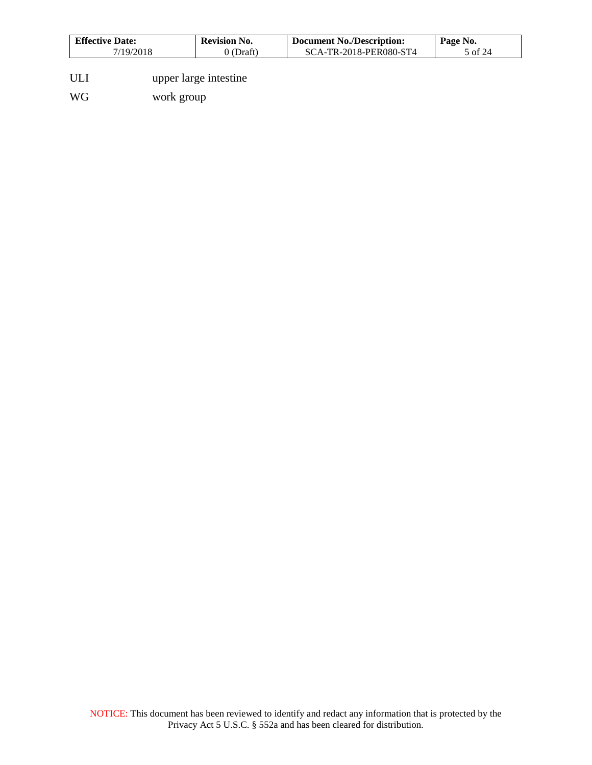ULI upper large intestine

WG work group

NOTICE: This document has been reviewed to identify and redact any information that is protected by the Privacy Act 5 U.S.C. § 552a and has been cleared for distribution.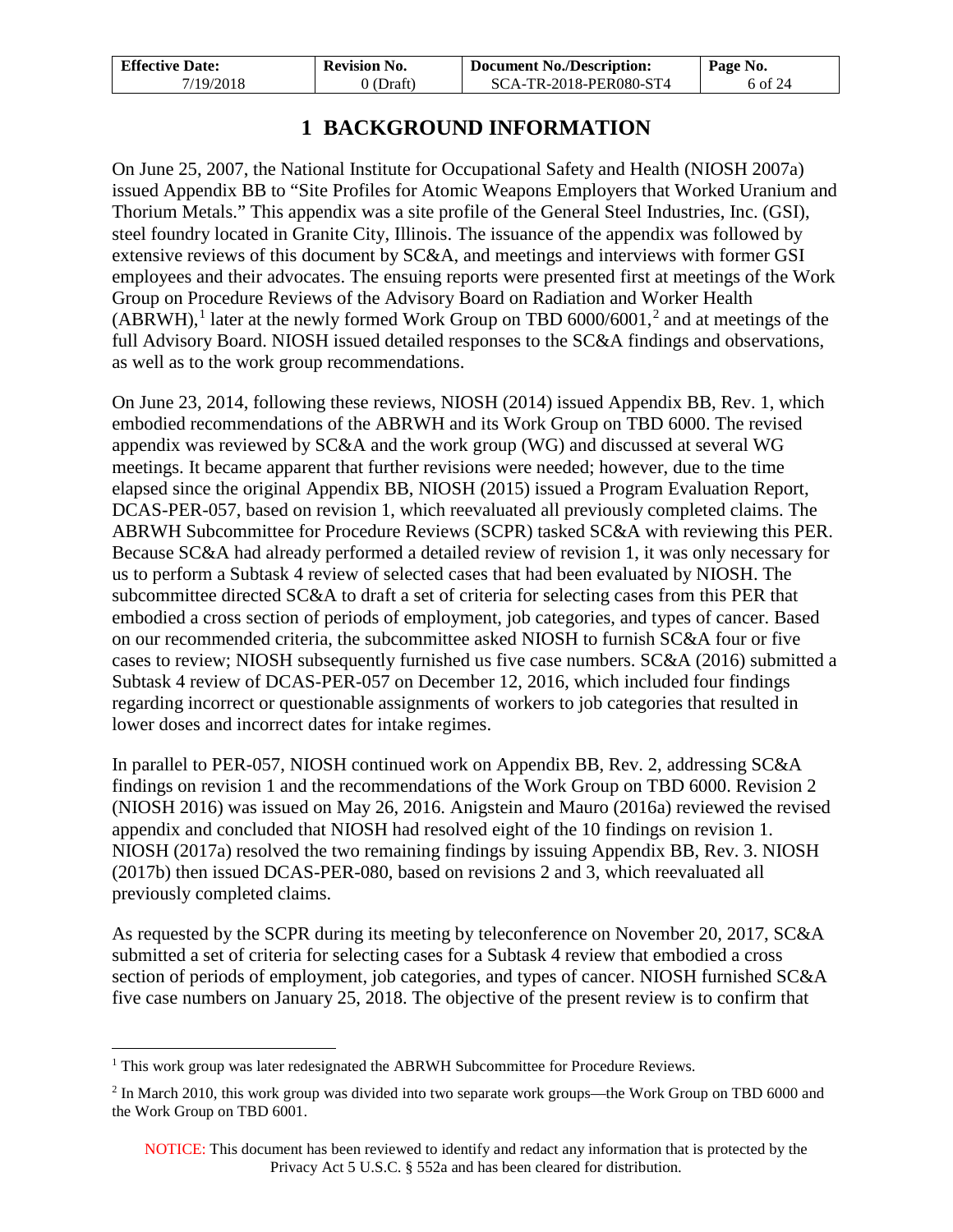# 1 BACKGROUND INFORMATION

On June 25, 2007, the National Institute for Occupational Safety and Health (NIOSH 2007a) issued Appendix BB to "Site Profiles for Atomic Weapons Employers that Worked Uranium and Thorium Metals." This appendix was a site profile of the General Steel Industries, Inc. (GSI), steel foundry located in Granite City, Illinois. The issuance of the appendix was followed by extensive reviews of this document by SC&A, and meetings and interviews with former GSI employees and their advocates. The ensuing reports were presented first at meetings of the Work Group on Procedure Reviews of the Advisory Board on Radiation and Worker Health (ABRWH),[1] later at the newly formed Work Group on TBD 6000/6001,[2] and at meetings of the full Advisory Board. NIOSH issued detailed responses to the SC&A findings and observations, as well as to the work group recommendations.

On June 23, 2014, following these reviews, NIOSH (2014) issued Appendix BB, Rev. 1, which embodied recommendations of the ABRWH and its Work Group on TBD 6000. The revised appendix was reviewed by SC&A and the work group (WG) and discussed at several WG meetings. It became apparent that further revisions were needed; however, due to the time elapsed since the original Appendix BB, NIOSH (2015) issued a Program Evaluation Report, DCAS-PER-057, based on revision 1, which reevaluated all previously completed claims. The ABRWH Subcommittee for Procedure Reviews (SCPR) tasked SC&A with reviewing this PER. Because SC&A had already performed a detailed review of revision 1, it was only necessary for us to perform a Subtask 4 review of selected cases that had been evaluated by NIOSH. The subcommittee directed SC&A to draft a set of criteria for selecting cases from this PER that embodied a cross section of periods of employment, job categories, and types of cancer. Based on our recommended criteria, the subcommittee asked NIOSH to furnish SC&A four or five cases to review; NIOSH subsequently furnished us five case numbers. SC&A (2016) submitted a Subtask 4 review of DCAS-PER-057 on December 12, 2016, which included four findings regarding incorrect or questionable assignments of workers to job categories that resulted in lower doses and incorrect dates for intake regimes.

In parallel to PER-057, NIOSH continued work on Appendix BB, Rev. 2, addressing SC&A findings on revision 1 and the recommendations of the Work Group on TBD 6000. Revision 2 (NIOSH 2016) was issued on May 26, 2016. Anigstein and Mauro (2016a) reviewed the revised appendix and concluded that NIOSH had resolved eight of the 10 findings on revision 1. NIOSH (2017a) resolved the two remaining findings by issuing Appendix BB, Rev. 3. NIOSH (2017b) then issued DCAS-PER-080, based on revisions 2 and 3, which reevaluated all previously completed claims.

As requested by the SCPR during its meeting by teleconference on November 20, 2017, SC&A submitted a set of criteria for selecting cases for a Subtask 4 review that embodied a cross section of periods of employment, job categories, and types of cancer. NIOSH furnished SC&A five case numbers on January 25, 2018. The objective of the present review is to confirm that

[1] This work group was later redesignated the ABRWH Subcommittee for Procedure Reviews.

[2] In March 2010, this work group was divided into two separate work groups—the Work Group on TBD 6000 and the Work Group on TBD 6001.

NOTICE: This document has been reviewed to identify and redact any information that is protected by the Privacy Act 5 U.S.C. § 552a and has been cleared for distribution.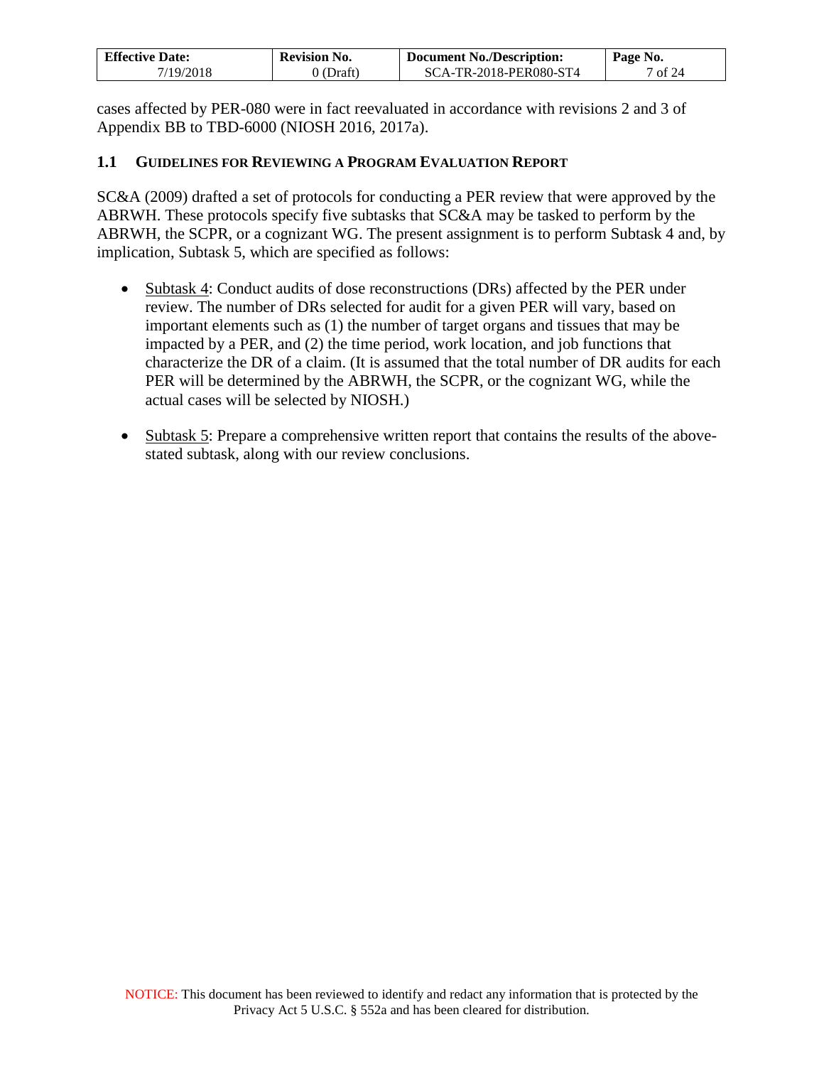cases affected by PER-080 were in fact reevaluated in accordance with revisions 2 and 3 of Appendix BB to TBD-6000 (NIOSH 2016, 2017a).

## 1.1 Guidelines for Reviewing a Program Evaluation Report

SC&A (2009) drafted a set of protocols for conducting a PER review that were approved by the ABRWH. These protocols specify five subtasks that SC&A may be tasked to perform by the ABRWH, the SCPR, or a cognizant WG. The present assignment is to perform Subtask 4 and, by implication, Subtask 5, which are specified as follows:

- Subtask 4: Conduct audits of dose reconstructions (DRs) affected by the PER under review. The number of DRs selected for audit for a given PER will vary, based on important elements such as (1) the number of target organs and tissues that may be impacted by a PER, and (2) the time period, work location, and job functions that characterize the DR of a claim. (It is assumed that the total number of DR audits for each PER will be determined by the ABRWH, the SCPR, or the cognizant WG, while the actual cases will be selected by NIOSH.)

- Subtask 5: Prepare a comprehensive written report that contains the results of the above-stated subtask, along with our review conclusions.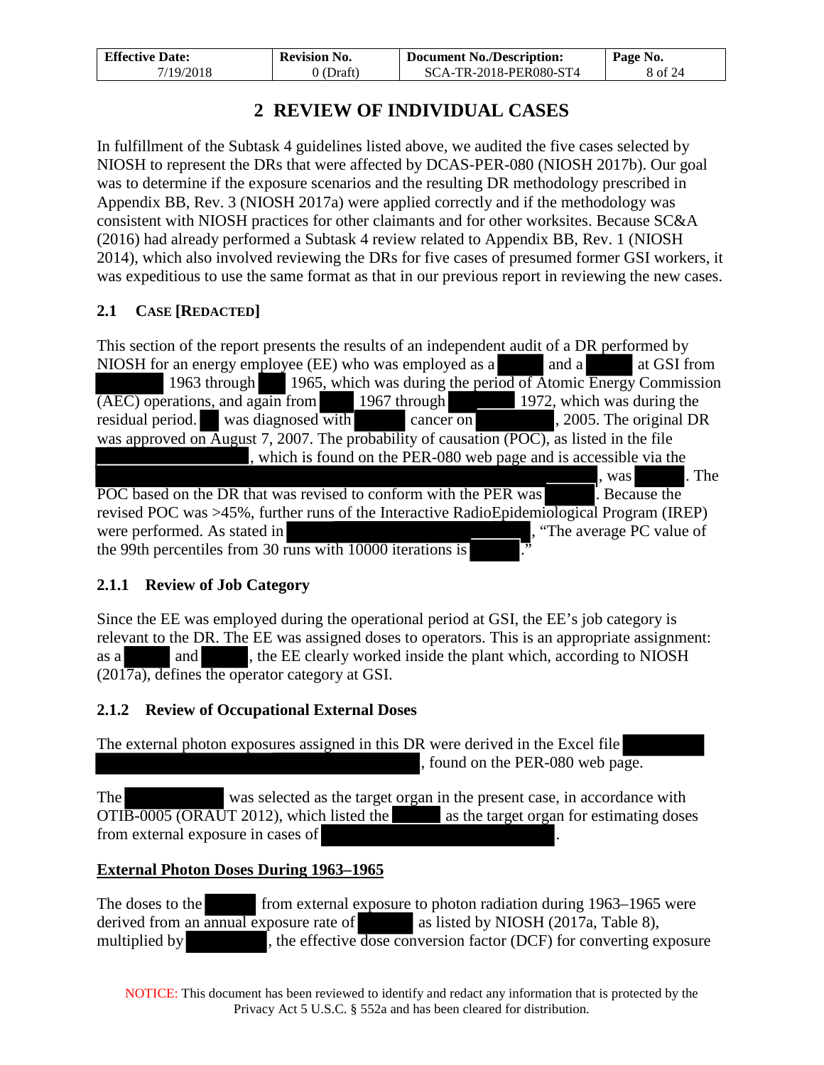# 2 REVIEW OF INDIVIDUAL CASES

In fulfillment of the Subtask 4 guidelines listed above, we audited the five cases selected by NIOSH to represent the DRs that were affected by DCAS-PER-080 (NIOSH 2017b). Our goal was to determine if the exposure scenarios and the resulting DR methodology prescribed in Appendix BB, Rev. 3 (NIOSH 2017a) were applied correctly and if the methodology was consistent with NIOSH practices for other claimants and for other worksites. Because SC&A (2016) had already performed a Subtask 4 review related to Appendix BB, Rev. 1 (NIOSH 2014), which also involved reviewing the DRs for five cases of presumed former GSI workers, it was expeditious to use the same format as that in our previous report in reviewing the new cases.

## 2.1 Case [Redacted]

This section of the report presents the results of an independent audit of a DR performed by NIOSH for an energy employee (EE) who was employed as a ██████ and a ██████ at GSI from ██████ 1963 through ████ 1965, which was during the period of Atomic Energy Commission (AEC) operations, and again from ████ 1967 through ██████ 1972, which was during the residual period. ██ was diagnosed with ██████ cancer on ██████████, 2005. The original DR was approved on August 7, 2007. The probability of causation (POC), as listed in the file ████████████████, which is found on the PER-080 web page and is accessible via the ████████████████████████████████████████████████████████████, was ██████. The POC based on the DR that was revised to conform with the PER was ██████. Because the revised POC was >45%, further runs of the Interactive RadioEpidemiological Program (IREP) were performed. As stated in ██████████████████████████, "The average PC value of the 99th percentiles from 30 runs with 10000 iterations is ██████."

### 2.1.1 Review of Job Category

Since the EE was employed during the operational period at GSI, the EE's job category is relevant to the DR. The EE was assigned doses to operators. This is an appropriate assignment: as a ██████ and ██████, the EE clearly worked inside the plant which, according to NIOSH (2017a), defines the operator category at GSI.

### 2.1.2 Review of Occupational External Doses

The external photon exposures assigned in this DR were derived in the Excel file ██████████ ████████████████████████████████████, found on the PER-080 web page.

The ██████████ was selected as the target organ in the present case, in accordance with OTIB-0005 (ORAUT 2012), which listed the ██████ as the target organ for estimating doses from external exposure in cases of ██████████████████████████.

**External Photon Doses During 1963–1965**

The doses to the ██████ from external exposure to photon radiation during 1963–1965 were derived from an annual exposure rate of ██████ as listed by NIOSH (2017a, Table 8), multiplied by ████████, the effective dose conversion factor (DCF) for converting exposure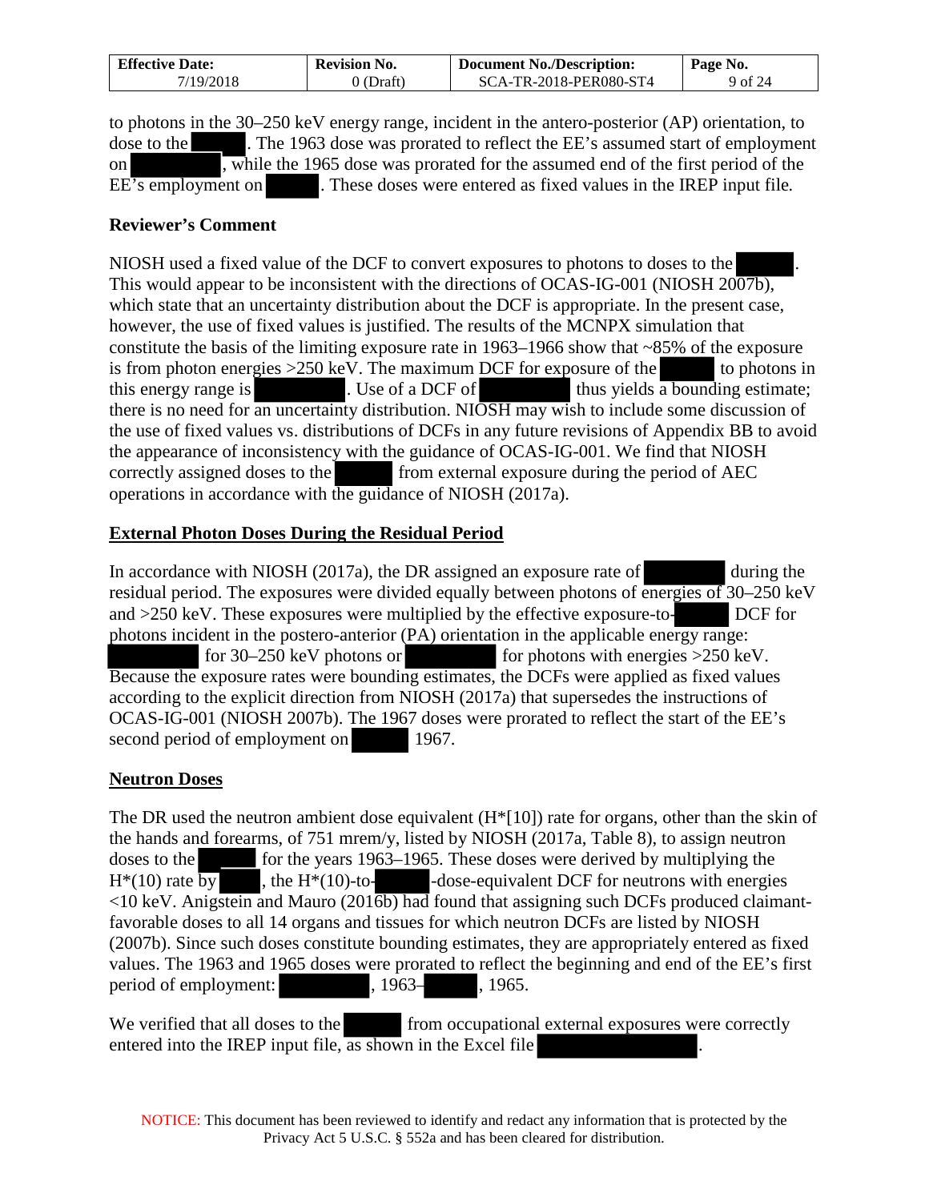to photons in the 30–250 keV energy range, incident in the antero-posterior (AP) orientation, to dose to the ██████. The 1963 dose was prorated to reflect the EE's assumed start of employment on ██████████, while the 1965 dose was prorated for the assumed end of the first period of the EE's employment on ██████. These doses were entered as fixed values in the IREP input file.

**Reviewer's Comment**

NIOSH used a fixed value of the DCF to convert exposures to photons to doses to the ██████. This would appear to be inconsistent with the directions of OCAS-IG-001 (NIOSH 2007b), which state that an uncertainty distribution about the DCF is appropriate. In the present case, however, the use of fixed values is justified. The results of the MCNPX simulation that constitute the basis of the limiting exposure rate in 1963–1966 show that ~85% of the exposure is from photon energies >250 keV. The maximum DCF for exposure of the ██████ to photons in this energy range is ██████████. Use of a DCF of ██████████ thus yields a bounding estimate; there is no need for an uncertainty distribution. NIOSH may wish to include some discussion of the use of fixed values vs. distributions of DCFs in any future revisions of Appendix BB to avoid the appearance of inconsistency with the guidance of OCAS-IG-001. We find that NIOSH correctly assigned doses to the ██████ from external exposure during the period of AEC operations in accordance with the guidance of NIOSH (2017a).

## External Photon Doses During the Residual Period

In accordance with NIOSH (2017a), the DR assigned an exposure rate of █████████ during the residual period. The exposures were divided equally between photons of energies of 30–250 keV and >250 keV. These exposures were multiplied by the effective exposure-to-██████ DCF for photons incident in the postero-anterior (PA) orientation in the applicable energy range: ██████████ for 30–250 keV photons or ██████████ for photons with energies >250 keV. Because the exposure rates were bounding estimates, the DCFs were applied as fixed values according to the explicit direction from NIOSH (2017a) that supersedes the instructions of OCAS-IG-001 (NIOSH 2007b). The 1967 doses were prorated to reflect the start of the EE's second period of employment on ██████ 1967.

## Neutron Doses

The DR used the neutron ambient dose equivalent (H*[10]) rate for organs, other than the skin of the hands and forearms, of 751 mrem/y, listed by NIOSH (2017a, Table 8), to assign neutron doses to the ██████ for the years 1963–1965. These doses were derived by multiplying the H*(10) rate by ████, the H*(10)-to-██████-dose-equivalent DCF for neutrons with energies <10 keV. Anigstein and Mauro (2016b) had found that assigning such DCFs produced claimant-favorable doses to all 14 organs and tissues for which neutron DCFs are listed by NIOSH (2007b). Since such doses constitute bounding estimates, they are appropriately entered as fixed values. The 1963 and 1965 doses were prorated to reflect the beginning and end of the EE's first period of employment: ██████████, 1963–██████, 1965.

We verified that all doses to the ██████ from occupational external exposures were correctly entered into the IREP input file, as shown in the Excel file ██████████████.

NOTICE: This document has been reviewed to identify and redact any information that is protected by the Privacy Act 5 U.S.C. § 552a and has been cleared for distribution.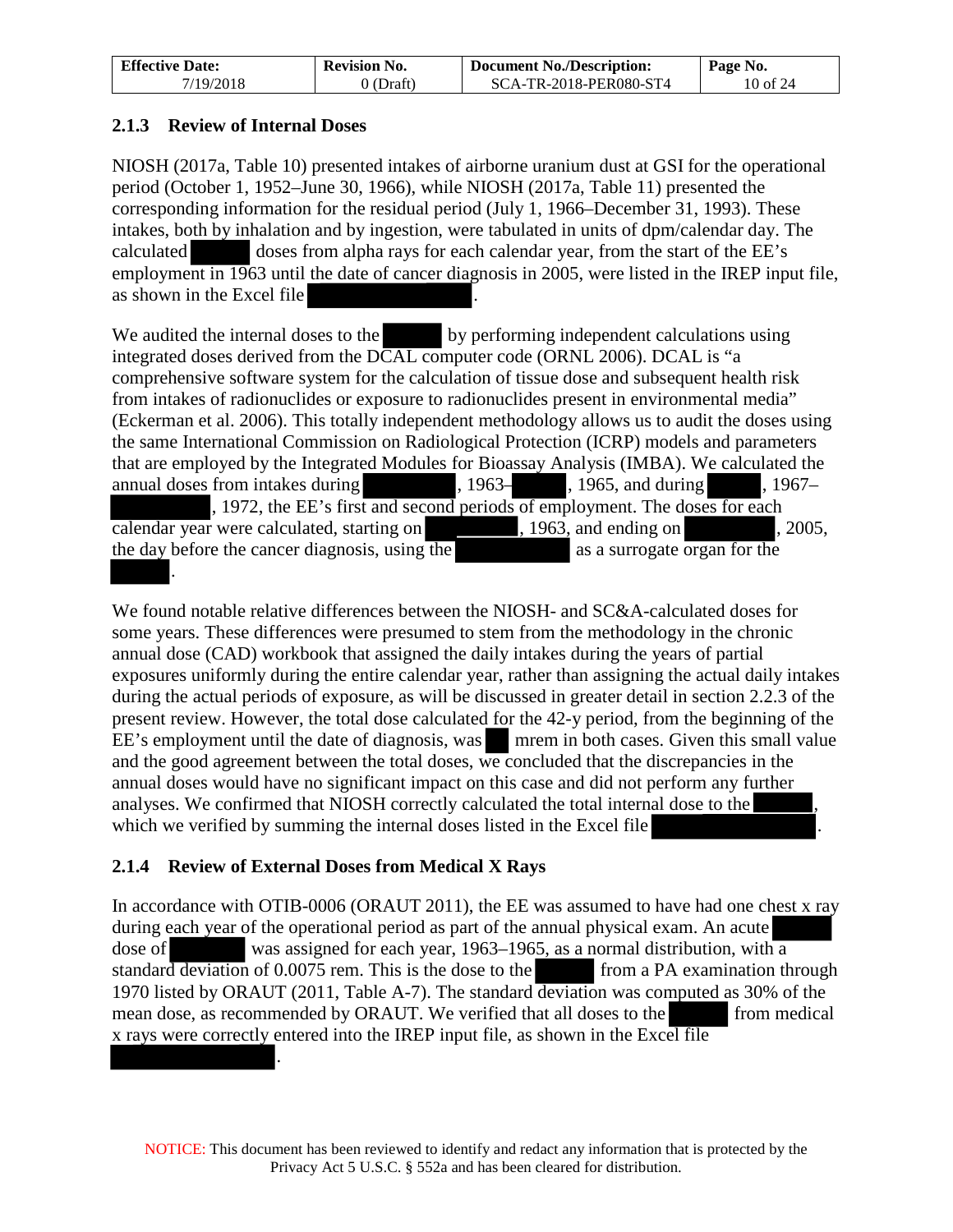### 2.1.3 Review of Internal Doses

NIOSH (2017a, Table 10) presented intakes of airborne uranium dust at GSI for the operational period (October 1, 1952–June 30, 1966), while NIOSH (2017a, Table 11) presented the corresponding information for the residual period (July 1, 1966–December 31, 1993). These intakes, both by inhalation and by ingestion, were tabulated in units of dpm/calendar day. The calculated [redacted] doses from alpha rays for each calendar year, from the start of the EE's employment in 1963 until the date of cancer diagnosis in 2005, were listed in the IREP input file, as shown in the Excel file [redacted].

We audited the internal doses to the [redacted] by performing independent calculations using integrated doses derived from the DCAL computer code (ORNL 2006). DCAL is "a comprehensive software system for the calculation of tissue dose and subsequent health risk from intakes of radionuclides or exposure to radionuclides present in environmental media" (Eckerman et al. 2006). This totally independent methodology allows us to audit the doses using the same International Commission on Radiological Protection (ICRP) models and parameters that are employed by the Integrated Modules for Bioassay Analysis (IMBA). We calculated the annual doses from intakes during [redacted], 1963–[redacted], 1965, and during [redacted], 1967–[redacted], 1972, the EE's first and second periods of employment. The doses for each calendar year were calculated, starting on [redacted], 1963, and ending on [redacted], 2005, the day before the cancer diagnosis, using the [redacted] as a surrogate organ for the [redacted].

We found notable relative differences between the NIOSH- and SC&A-calculated doses for some years. These differences were presumed to stem from the methodology in the chronic annual dose (CAD) workbook that assigned the daily intakes during the years of partial exposures uniformly during the entire calendar year, rather than assigning the actual daily intakes during the actual periods of exposure, as will be discussed in greater detail in section 2.2.3 of the present review. However, the total dose calculated for the 42-y period, from the beginning of the EE's employment until the date of diagnosis, was [redacted] mrem in both cases. Given this small value and the good agreement between the total doses, we concluded that the discrepancies in the annual doses would have no significant impact on this case and did not perform any further analyses. We confirmed that NIOSH correctly calculated the total internal dose to the [redacted], which we verified by summing the internal doses listed in the Excel file [redacted].

### 2.1.4 Review of External Doses from Medical X Rays

In accordance with OTIB-0006 (ORAUT 2011), the EE was assumed to have had one chest x ray during each year of the operational period as part of the annual physical exam. An acute [redacted] dose of [redacted] was assigned for each year, 1963–1965, as a normal distribution, with a standard deviation of 0.0075 rem. This is the dose to the [redacted] from a PA examination through 1970 listed by ORAUT (2011, Table A-7). The standard deviation was computed as 30% of the mean dose, as recommended by ORAUT. We verified that all doses to the [redacted] from medical x rays were correctly entered into the IREP input file, as shown in the Excel file [redacted].

NOTICE: This document has been reviewed to identify and redact any information that is protected by the Privacy Act 5 U.S.C. § 552a and has been cleared for distribution.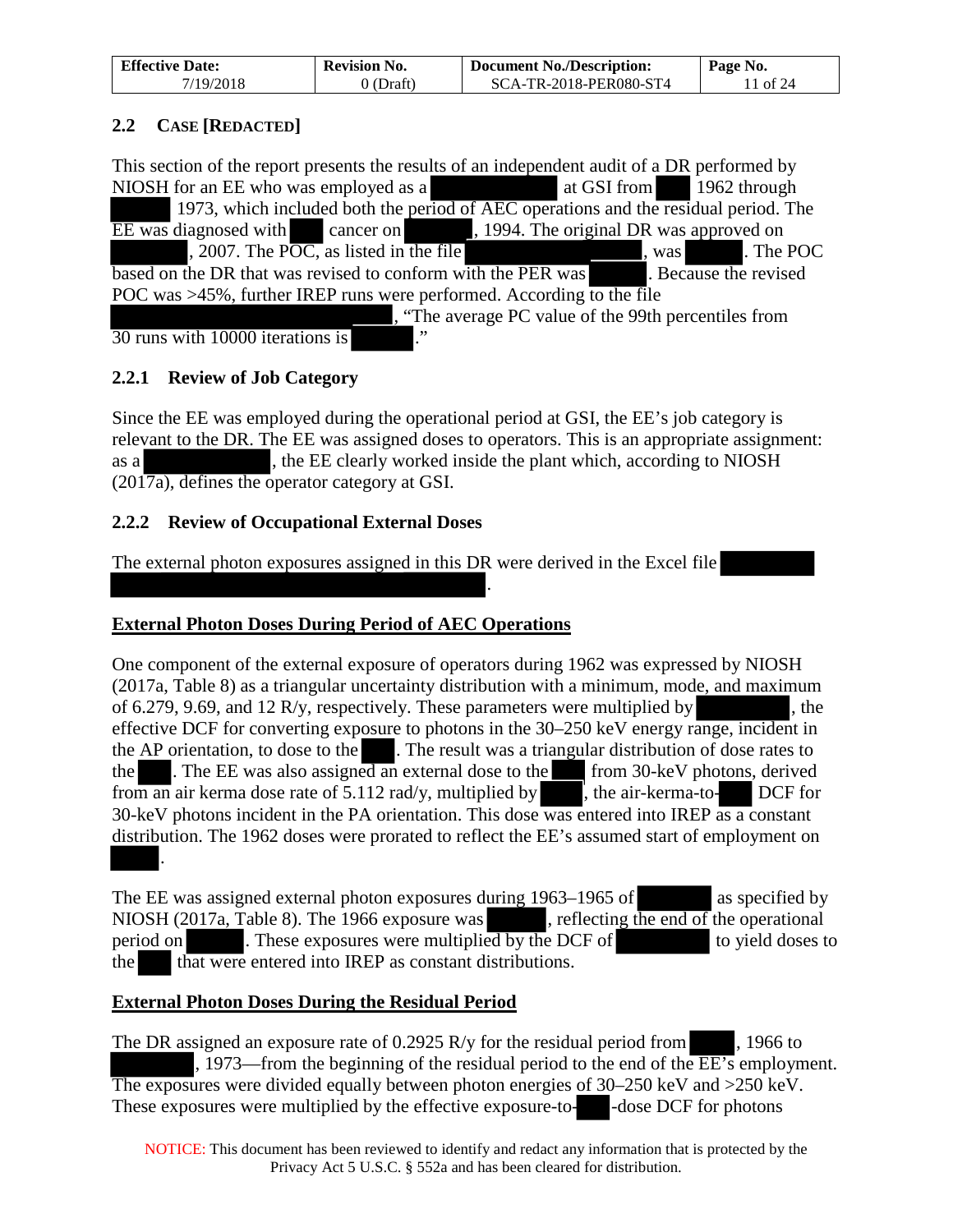## 2.2 CASE [REDACTED]

This section of the report presents the results of an independent audit of a DR performed by NIOSH for an EE who was employed as a [REDACTED] at GSI from [REDACTED] 1962 through [REDACTED] 1973, which included both the period of AEC operations and the residual period. The EE was diagnosed with [REDACTED] cancer on [REDACTED], 1994. The original DR was approved on [REDACTED], 2007. The POC, as listed in the file [REDACTED], was [REDACTED]. The POC based on the DR that was revised to conform with the PER was [REDACTED]. Because the revised POC was >45%, further IREP runs were performed. According to the file [REDACTED], "The average PC value of the 99th percentiles from 30 runs with 10000 iterations is [REDACTED]."

### 2.2.1 Review of Job Category

Since the EE was employed during the operational period at GSI, the EE's job category is relevant to the DR. The EE was assigned doses to operators. This is an appropriate assignment: as a [REDACTED], the EE clearly worked inside the plant which, according to NIOSH (2017a), defines the operator category at GSI.

### 2.2.2 Review of Occupational External Doses

The external photon exposures assigned in this DR were derived in the Excel file [REDACTED].

**External Photon Doses During Period of AEC Operations**

One component of the external exposure of operators during 1962 was expressed by NIOSH (2017a, Table 8) as a triangular uncertainty distribution with a minimum, mode, and maximum of 6.279, 9.69, and 12 R/y, respectively. These parameters were multiplied by [REDACTED], the effective DCF for converting exposure to photons in the 30–250 keV energy range, incident in the AP orientation, to dose to the [REDACTED]. The result was a triangular distribution of dose rates to the [REDACTED]. The EE was also assigned an external dose to the [REDACTED] from 30-keV photons, derived from an air kerma dose rate of 5.112 rad/y, multiplied by [REDACTED], the air-kerma-to-[REDACTED] DCF for 30-keV photons incident in the PA orientation. This dose was entered into IREP as a constant distribution. The 1962 doses were prorated to reflect the EE's assumed start of employment on [REDACTED].

The EE was assigned external photon exposures during 1963–1965 of [REDACTED] as specified by NIOSH (2017a, Table 8). The 1966 exposure was [REDACTED], reflecting the end of the operational period on [REDACTED]. These exposures were multiplied by the DCF of [REDACTED] to yield doses to the [REDACTED] that were entered into IREP as constant distributions.

**External Photon Doses During the Residual Period**

The DR assigned an exposure rate of 0.2925 R/y for the residual period from [REDACTED], 1966 to [REDACTED], 1973—from the beginning of the residual period to the end of the EE's employment. The exposures were divided equally between photon energies of 30–250 keV and >250 keV. These exposures were multiplied by the effective exposure-to-[REDACTED]-dose DCF for photons

NOTICE: This document has been reviewed to identify and redact any information that is protected by the Privacy Act 5 U.S.C. § 552a and has been cleared for distribution.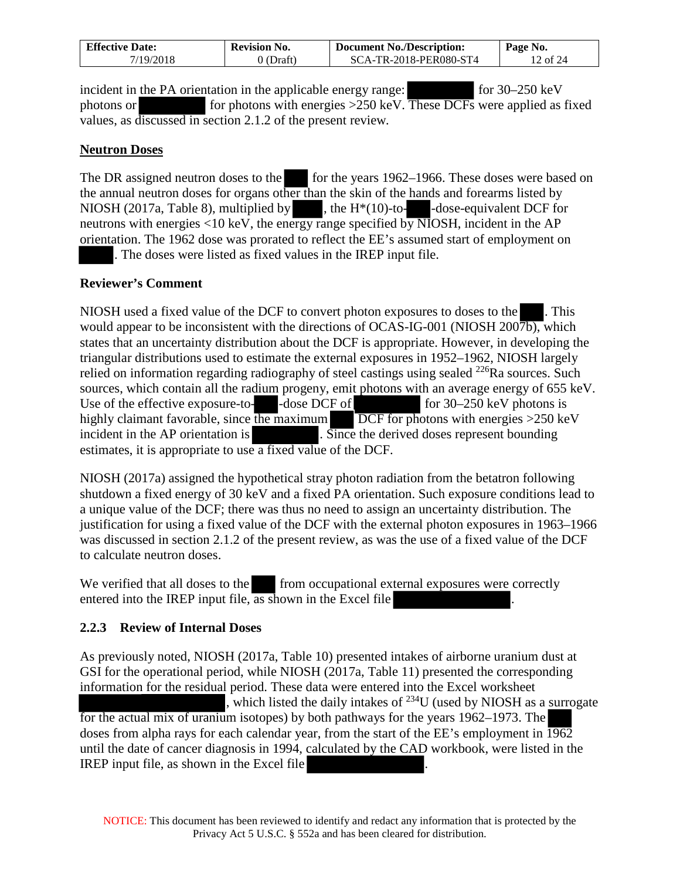incident in the PA orientation in the applicable energy range: [redacted] for 30–250 keV photons or [redacted] for photons with energies >250 keV. These DCFs were applied as fixed values, as discussed in section 2.1.2 of the present review.

**Neutron Doses**

The DR assigned neutron doses to the [redacted] for the years 1962–1966. These doses were based on the annual neutron doses for organs other than the skin of the hands and forearms listed by NIOSH (2017a, Table 8), multiplied by [redacted], the H*(10)-to-[redacted]-dose-equivalent DCF for neutrons with energies <10 keV, the energy range specified by NIOSH, incident in the AP orientation. The 1962 dose was prorated to reflect the EE's assumed start of employment on [redacted]. The doses were listed as fixed values in the IREP input file.

**Reviewer's Comment**

NIOSH used a fixed value of the DCF to convert photon exposures to doses to the [redacted]. This would appear to be inconsistent with the directions of OCAS-IG-001 (NIOSH 2007b), which states that an uncertainty distribution about the DCF is appropriate. However, in developing the triangular distributions used to estimate the external exposures in 1952–1962, NIOSH largely relied on information regarding radiography of steel castings using sealed $^{226}$Ra sources. Such sources, which contain all the radium progeny, emit photons with an average energy of 655 keV. Use of the effective exposure-to-[redacted]-dose DCF of [redacted] for 30–250 keV photons is highly claimant favorable, since the maximum [redacted] DCF for photons with energies >250 keV incident in the AP orientation is [redacted]. Since the derived doses represent bounding estimates, it is appropriate to use a fixed value of the DCF.

NIOSH (2017a) assigned the hypothetical stray photon radiation from the betatron following shutdown a fixed energy of 30 keV and a fixed PA orientation. Such exposure conditions lead to a unique value of the DCF; there was thus no need to assign an uncertainty distribution. The justification for using a fixed value of the DCF with the external photon exposures in 1963–1966 was discussed in section 2.1.2 of the present review, as was the use of a fixed value of the DCF to calculate neutron doses.

We verified that all doses to the [redacted] from occupational external exposures were correctly entered into the IREP input file, as shown in the Excel file [redacted].

### 2.2.3 Review of Internal Doses

As previously noted, NIOSH (2017a, Table 10) presented intakes of airborne uranium dust at GSI for the operational period, while NIOSH (2017a, Table 11) presented the corresponding information for the residual period. These data were entered into the Excel worksheet [redacted], which listed the daily intakes of $^{234}$U (used by NIOSH as a surrogate for the actual mix of uranium isotopes) by both pathways for the years 1962–1973. The [redacted] doses from alpha rays for each calendar year, from the start of the EE's employment in 1962 until the date of cancer diagnosis in 1994, calculated by the CAD workbook, were listed in the IREP input file, as shown in the Excel file [redacted].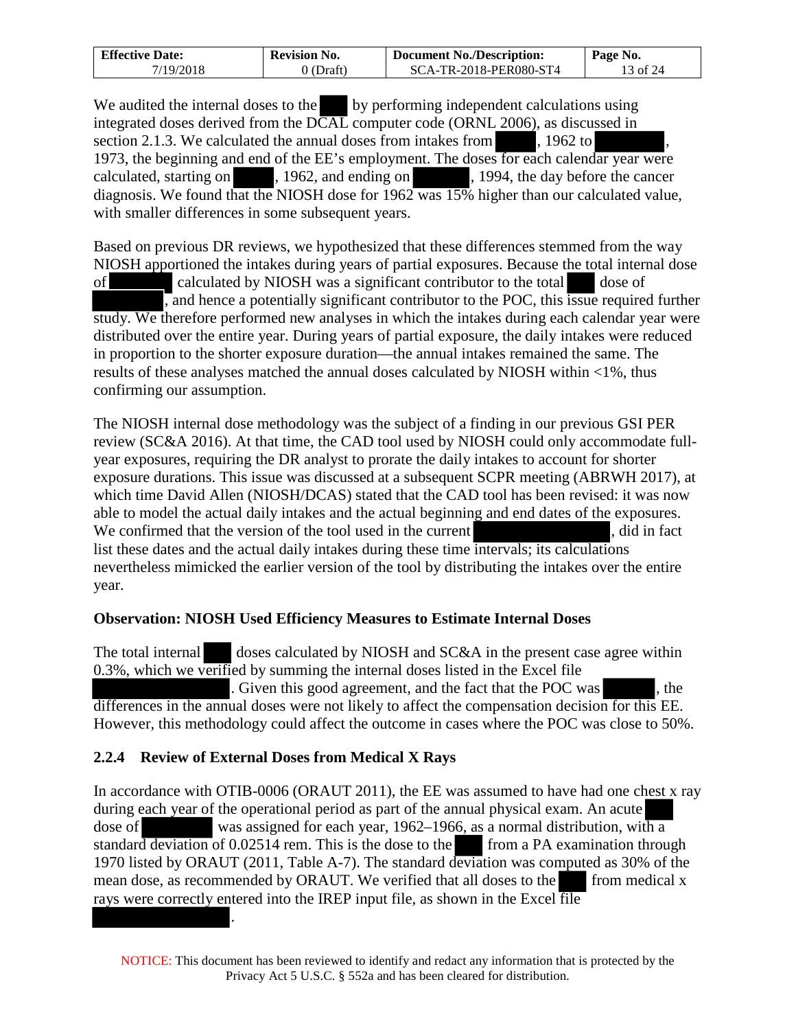We audited the internal doses to the [redacted] by performing independent calculations using integrated doses derived from the DCAL computer code (ORNL 2006), as discussed in section 2.1.3. We calculated the annual doses from intakes from [redacted], 1962 to [redacted], 1973, the beginning and end of the EE's employment. The doses for each calendar year were calculated, starting on [redacted], 1962, and ending on [redacted], 1994, the day before the cancer diagnosis. We found that the NIOSH dose for 1962 was 15% higher than our calculated value, with smaller differences in some subsequent years.

Based on previous DR reviews, we hypothesized that these differences stemmed from the way NIOSH apportioned the intakes during years of partial exposures. Because the total internal dose of [redacted] calculated by NIOSH was a significant contributor to the total [redacted] dose of [redacted], and hence a potentially significant contributor to the POC, this issue required further study. We therefore performed new analyses in which the intakes during each calendar year were distributed over the entire year. During years of partial exposure, the daily intakes were reduced in proportion to the shorter exposure duration—the annual intakes remained the same. The results of these analyses matched the annual doses calculated by NIOSH within <1%, thus confirming our assumption.

The NIOSH internal dose methodology was the subject of a finding in our previous GSI PER review (SC&A 2016). At that time, the CAD tool used by NIOSH could only accommodate full-year exposures, requiring the DR analyst to prorate the daily intakes to account for shorter exposure durations. This issue was discussed at a subsequent SCPR meeting (ABRWH 2017), at which time David Allen (NIOSH/DCAS) stated that the CAD tool has been revised: it was now able to model the actual daily intakes and the actual beginning and end dates of the exposures. We confirmed that the version of the tool used in the current [redacted], did in fact list these dates and the actual daily intakes during these time intervals; its calculations nevertheless mimicked the earlier version of the tool by distributing the intakes over the entire year.

**Observation: NIOSH Used Efficiency Measures to Estimate Internal Doses**

The total internal [redacted] doses calculated by NIOSH and SC&A in the present case agree within 0.3%, which we verified by summing the internal doses listed in the Excel file [redacted]. Given this good agreement, and the fact that the POC was [redacted], the differences in the annual doses were not likely to affect the compensation decision for this EE. However, this methodology could affect the outcome in cases where the POC was close to 50%.

### 2.2.4 Review of External Doses from Medical X Rays

In accordance with OTIB-0006 (ORAUT 2011), the EE was assumed to have had one chest x ray during each year of the operational period as part of the annual physical exam. An acute [redacted] dose of [redacted] was assigned for each year, 1962–1966, as a normal distribution, with a standard deviation of 0.02514 rem. This is the dose to the [redacted] from a PA examination through 1970 listed by ORAUT (2011, Table A-7). The standard deviation was computed as 30% of the mean dose, as recommended by ORAUT. We verified that all doses to the [redacted] from medical x rays were correctly entered into the IREP input file, as shown in the Excel file [redacted].

NOTICE: This document has been reviewed to identify and redact any information that is protected by the Privacy Act 5 U.S.C. § 552a and has been cleared for distribution.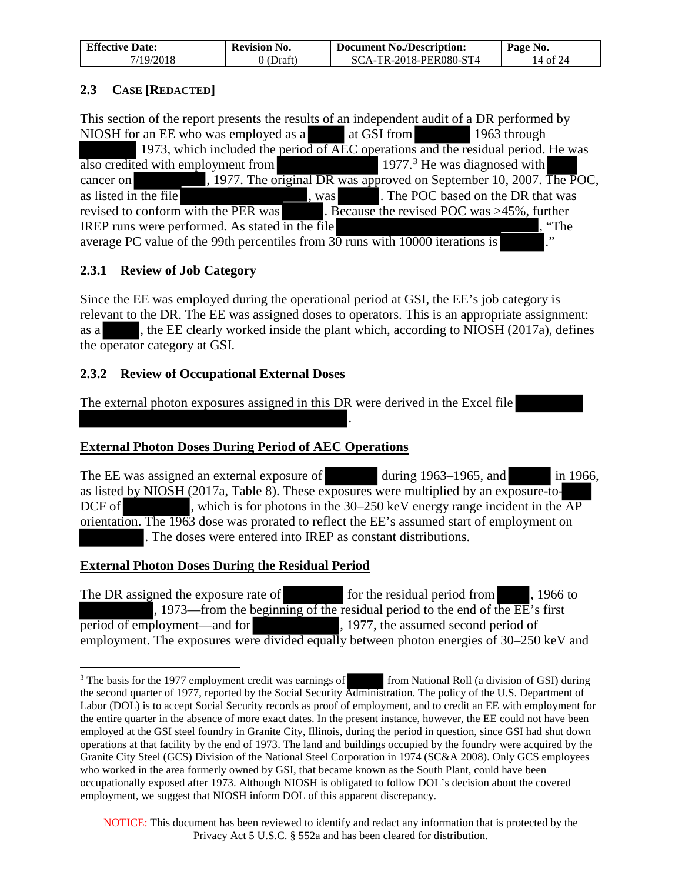## 2.3 CASE [REDACTED]

This section of the report presents the results of an independent audit of a DR performed by NIOSH for an EE who was employed as a [REDACTED] at GSI from [REDACTED] 1963 through [REDACTED] 1973, which included the period of AEC operations and the residual period. He was also credited with employment from [REDACTED] 1977.[3] He was diagnosed with [REDACTED] cancer on [REDACTED], 1977. The original DR was approved on September 10, 2007. The POC, as listed in the file [REDACTED], was [REDACTED]. The POC based on the DR that was revised to conform with the PER was [REDACTED]. Because the revised POC was >45%, further IREP runs were performed. As stated in the file [REDACTED], "The average PC value of the 99th percentiles from 30 runs with 10000 iterations is [REDACTED]."

### 2.3.1 Review of Job Category

Since the EE was employed during the operational period at GSI, the EE's job category is relevant to the DR. The EE was assigned doses to operators. This is an appropriate assignment: as a [REDACTED], the EE clearly worked inside the plant which, according to NIOSH (2017a), defines the operator category at GSI.

### 2.3.2 Review of Occupational External Doses

The external photon exposures assigned in this DR were derived in the Excel file [REDACTED].

**External Photon Doses During Period of AEC Operations**

The EE was assigned an external exposure of [REDACTED] during 1963–1965, and [REDACTED] in 1966, as listed by NIOSH (2017a, Table 8). These exposures were multiplied by an exposure-to-[REDACTED] DCF of [REDACTED], which is for photons in the 30–250 keV energy range incident in the AP orientation. The 1963 dose was prorated to reflect the EE's assumed start of employment on [REDACTED]. The doses were entered into IREP as constant distributions.

**External Photon Doses During the Residual Period**

The DR assigned the exposure rate of [REDACTED] for the residual period from [REDACTED], 1966 to [REDACTED], 1973—from the beginning of the residual period to the end of the EE's first period of employment—and for [REDACTED], 1977, the assumed second period of employment. The exposures were divided equally between photon energies of 30–250 keV and

---

[3] The basis for the 1977 employment credit was earnings of [REDACTED] from National Roll (a division of GSI) during the second quarter of 1977, reported by the Social Security Administration. The policy of the U.S. Department of Labor (DOL) is to accept Social Security records as proof of employment, and to credit an EE with employment for the entire quarter in the absence of more exact dates. In the present instance, however, the EE could not have been employed at the GSI steel foundry in Granite City, Illinois, during the period in question, since GSI had shut down operations at that facility by the end of 1973. The land and buildings occupied by the foundry were acquired by the Granite City Steel (GCS) Division of the National Steel Corporation in 1974 (SC&A 2008). Only GCS employees who worked in the area formerly owned by GSI, that became known as the South Plant, could have been occupationally exposed after 1973. Although NIOSH is obligated to follow DOL's decision about the covered employment, we suggest that NIOSH inform DOL of this apparent discrepancy.

NOTICE: This document has been reviewed to identify and redact any information that is protected by the Privacy Act 5 U.S.C. § 552a and has been cleared for distribution.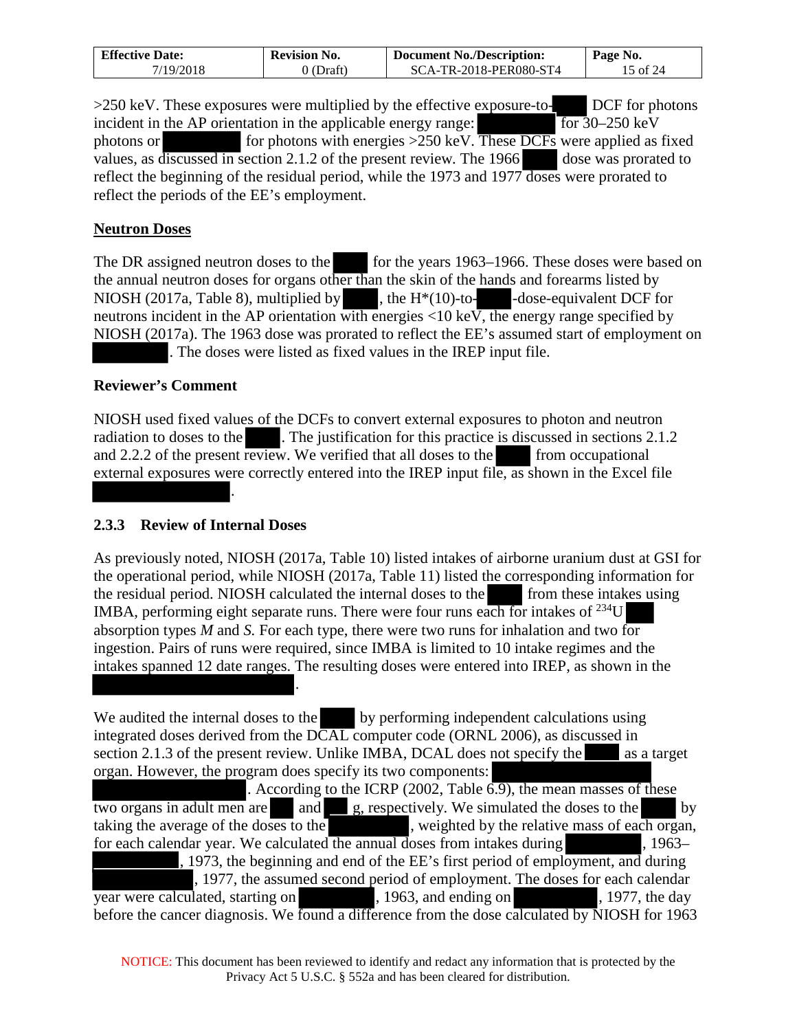>250 keV. These exposures were multiplied by the effective exposure-to-█ DCF for photons incident in the AP orientation in the applicable energy range: █ for 30–250 keV photons or █ for photons with energies >250 keV. These DCFs were applied as fixed values, as discussed in section 2.1.2 of the present review. The 1966 █ dose was prorated to reflect the beginning of the residual period, while the 1973 and 1977 doses were prorated to reflect the periods of the EE's employment.

**Neutron Doses**

The DR assigned neutron doses to the █ for the years 1963–1966. These doses were based on the annual neutron doses for organs other than the skin of the hands and forearms listed by NIOSH (2017a, Table 8), multiplied by █, the H*(10)-to-█-dose-equivalent DCF for neutrons incident in the AP orientation with energies <10 keV, the energy range specified by NIOSH (2017a). The 1963 dose was prorated to reflect the EE's assumed start of employment on █. The doses were listed as fixed values in the IREP input file.

### Reviewer's Comment

NIOSH used fixed values of the DCFs to convert external exposures to photon and neutron radiation to doses to the █. The justification for this practice is discussed in sections 2.1.2 and 2.2.2 of the present review. We verified that all doses to the █ from occupational external exposures were correctly entered into the IREP input file, as shown in the Excel file █.

### 2.3.3 Review of Internal Doses

As previously noted, NIOSH (2017a, Table 10) listed intakes of airborne uranium dust at GSI for the operational period, while NIOSH (2017a, Table 11) listed the corresponding information for the residual period. NIOSH calculated the internal doses to the █ from these intakes using IMBA, performing eight separate runs. There were four runs each for intakes of $^{234}$U █ absorption types *M* and *S*. For each type, there were two runs for inhalation and two for ingestion. Pairs of runs were required, since IMBA is limited to 10 intake regimes and the intakes spanned 12 date ranges. The resulting doses were entered into IREP, as shown in the █.

We audited the internal doses to the █ by performing independent calculations using integrated doses derived from the DCAL computer code (ORNL 2006), as discussed in section 2.1.3 of the present review. Unlike IMBA, DCAL does not specify the █ as a target organ. However, the program does specify its two components: █. According to the ICRP (2002, Table 6.9), the mean masses of these two organs in adult men are █ and █ g, respectively. We simulated the doses to the █ by taking the average of the doses to the █, weighted by the relative mass of each organ, for each calendar year. We calculated the annual doses from intakes during █, 1963–█, 1973, the beginning and end of the EE's first period of employment, and during █, 1977, the assumed second period of employment. The doses for each calendar year were calculated, starting on █, 1963, and ending on █, 1977, the day before the cancer diagnosis. We found a difference from the dose calculated by NIOSH for 1963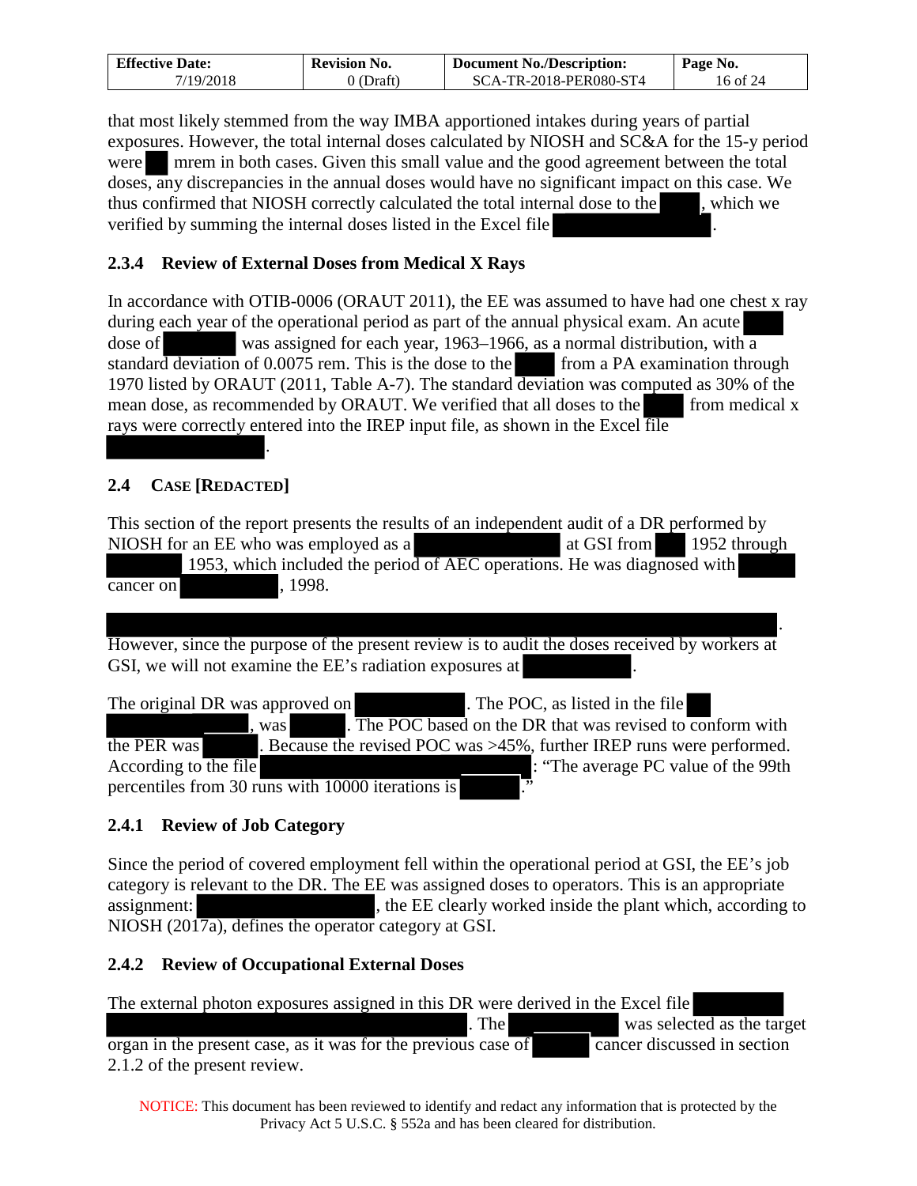that most likely stemmed from the way IMBA apportioned intakes during years of partial exposures. However, the total internal doses calculated by NIOSH and SC&A for the 15-y period were [REDACTED] mrem in both cases. Given this small value and the good agreement between the total doses, any discrepancies in the annual doses would have no significant impact on this case. We thus confirmed that NIOSH correctly calculated the total internal dose to the [REDACTED], which we verified by summing the internal doses listed in the Excel file [REDACTED].

### 2.3.4 Review of External Doses from Medical X Rays

In accordance with OTIB-0006 (ORAUT 2011), the EE was assumed to have had one chest x ray during each year of the operational period as part of the annual physical exam. An acute [REDACTED] dose of [REDACTED] was assigned for each year, 1963–1966, as a normal distribution, with a standard deviation of 0.0075 rem. This is the dose to the [REDACTED] from a PA examination through 1970 listed by ORAUT (2011, Table A-7). The standard deviation was computed as 30% of the mean dose, as recommended by ORAUT. We verified that all doses to the [REDACTED] from medical x rays were correctly entered into the IREP input file, as shown in the Excel file [REDACTED].

## 2.4 CASE [REDACTED]

This section of the report presents the results of an independent audit of a DR performed by NIOSH for an EE who was employed as a [REDACTED] at GSI from [REDACTED] 1952 through [REDACTED] 1953, which included the period of AEC operations. He was diagnosed with [REDACTED] cancer on [REDACTED], 1998.

[REDACTED]. However, since the purpose of the present review is to audit the doses received by workers at GSI, we will not examine the EE's radiation exposures at [REDACTED].

The original DR was approved on [REDACTED]. The POC, as listed in the file [REDACTED], was [REDACTED]. The POC based on the DR that was revised to conform with the PER was [REDACTED]. Because the revised POC was >45%, further IREP runs were performed. According to the file [REDACTED]: "The average PC value of the 99th percentiles from 30 runs with 10000 iterations is [REDACTED]."

### 2.4.1 Review of Job Category

Since the period of covered employment fell within the operational period at GSI, the EE's job category is relevant to the DR. The EE was assigned doses to operators. This is an appropriate assignment: [REDACTED], the EE clearly worked inside the plant which, according to NIOSH (2017a), defines the operator category at GSI.

### 2.4.2 Review of Occupational External Doses

The external photon exposures assigned in this DR were derived in the Excel file [REDACTED]. The [REDACTED] was selected as the target organ in the present case, as it was for the previous case of [REDACTED] cancer discussed in section 2.1.2 of the present review.

NOTICE: This document has been reviewed to identify and redact any information that is protected by the Privacy Act 5 U.S.C. § 552a and has been cleared for distribution.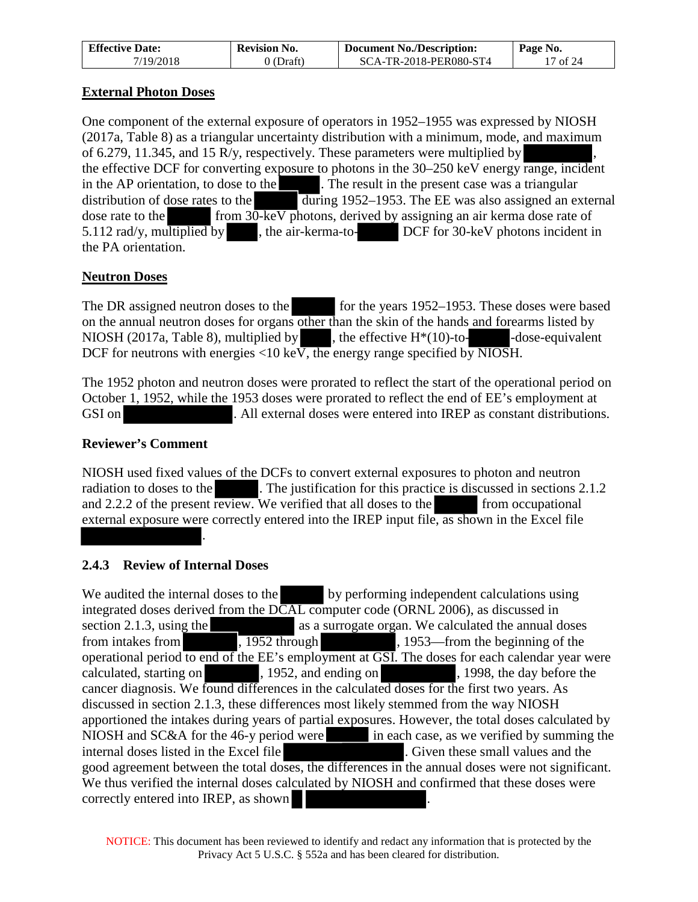**External Photon Doses**

One component of the external exposure of operators in 1952–1955 was expressed by NIOSH (2017a, Table 8) as a triangular uncertainty distribution with a minimum, mode, and maximum of 6.279, 11.345, and 15 R/y, respectively. These parameters were multiplied by ██████, the effective DCF for converting exposure to photons in the 30–250 keV energy range, incident in the AP orientation, to dose to the ████. The result in the present case was a triangular distribution of dose rates to the ████ during 1952–1953. The EE was also assigned an external dose rate to the ████ from 30-keV photons, derived by assigning an air kerma dose rate of 5.112 rad/y, multiplied by ███, the air-kerma-to-████ DCF for 30-keV photons incident in the PA orientation.

**Neutron Doses**

The DR assigned neutron doses to the ████ for the years 1952–1953. These doses were based on the annual neutron doses for organs other than the skin of the hands and forearms listed by NIOSH (2017a, Table 8), multiplied by ███, the effective H*(10)-to-████-dose-equivalent DCF for neutrons with energies <10 keV, the energy range specified by NIOSH.

The 1952 photon and neutron doses were prorated to reflect the start of the operational period on October 1, 1952, while the 1953 doses were prorated to reflect the end of EE's employment at GSI on ████████. All external doses were entered into IREP as constant distributions.

**Reviewer's Comment**

NIOSH used fixed values of the DCFs to convert external exposures to photon and neutron radiation to doses to the ████. The justification for this practice is discussed in sections 2.1.2 and 2.2.2 of the present review. We verified that all doses to the ████ from occupational external exposure were correctly entered into the IREP input file, as shown in the Excel file ██████████.

### 2.4.3 Review of Internal Doses

We audited the internal doses to the ████ by performing independent calculations using integrated doses derived from the DCAL computer code (ORNL 2006), as discussed in section 2.1.3, using the ██████ as a surrogate organ. We calculated the annual doses from intakes from █████, 1952 through ██████, 1953—from the beginning of the operational period to end of the EE's employment at GSI. The doses for each calendar year were calculated, starting on █████, 1952, and ending on ██████, 1998, the day before the cancer diagnosis. We found differences in the calculated doses for the first two years. As discussed in section 2.1.3, these differences most likely stemmed from the way NIOSH apportioned the intakes during years of partial exposures. However, the total doses calculated by NIOSH and SC&A for the 46-y period were ████ in each case, as we verified by summing the internal doses listed in the Excel file ██████████. Given these small values and the good agreement between the total doses, the differences in the annual doses were not significant. We thus verified the internal doses calculated by NIOSH and confirmed that these doses were correctly entered into IREP, as shown █ ██████████.

NOTICE: This document has been reviewed to identify and redact any information that is protected by the Privacy Act 5 U.S.C. § 552a and has been cleared for distribution.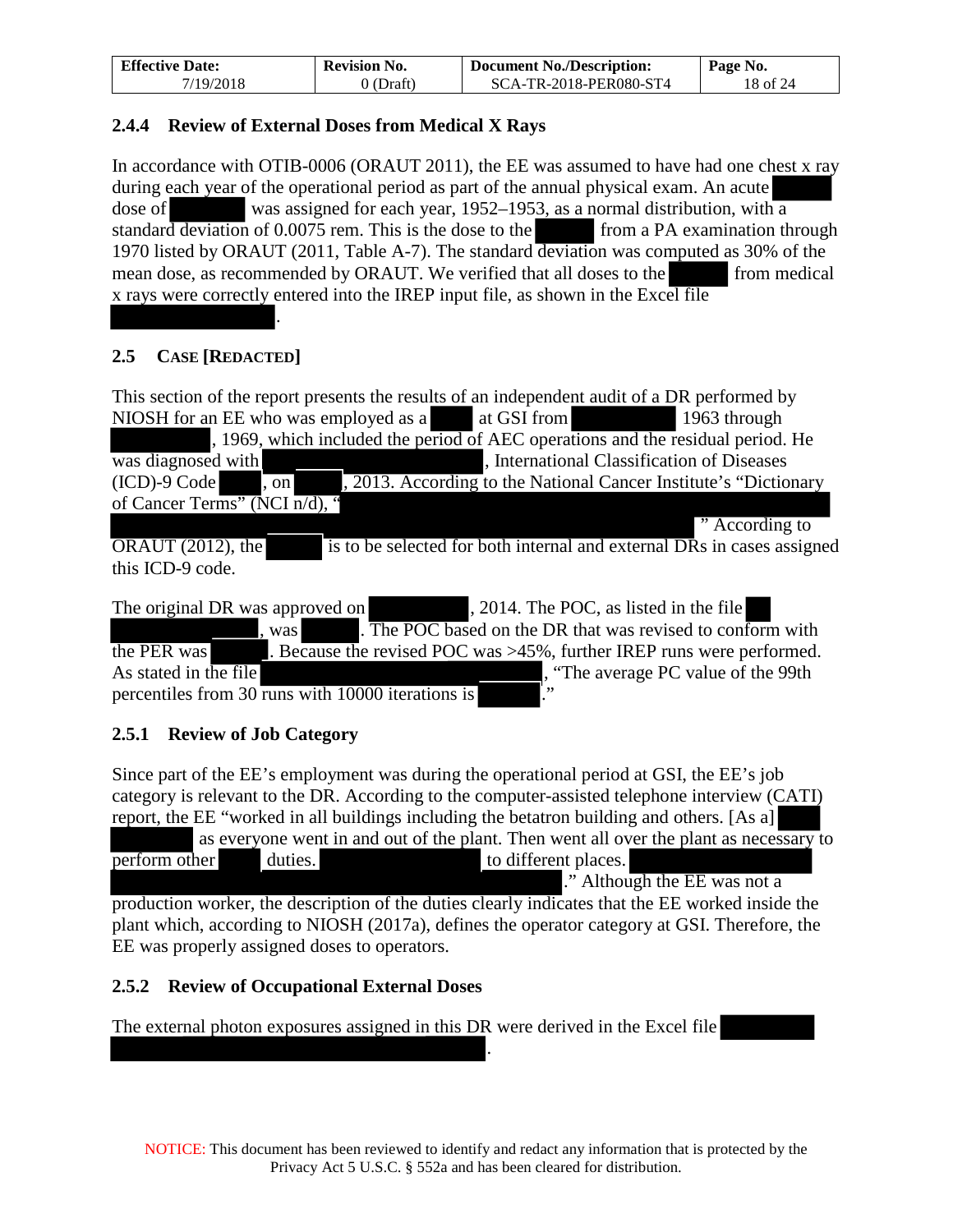### 2.4.4 Review of External Doses from Medical X Rays

In accordance with OTIB-0006 (ORAUT 2011), the EE was assumed to have had one chest x ray during each year of the operational period as part of the annual physical exam. An acute [REDACTED] dose of [REDACTED] was assigned for each year, 1952–1953, as a normal distribution, with a standard deviation of 0.0075 rem. This is the dose to the [REDACTED] from a PA examination through 1970 listed by ORAUT (2011, Table A-7). The standard deviation was computed as 30% of the mean dose, as recommended by ORAUT. We verified that all doses to the [REDACTED] from medical x rays were correctly entered into the IREP input file, as shown in the Excel file [REDACTED].

## 2.5 CASE [REDACTED]

This section of the report presents the results of an independent audit of a DR performed by NIOSH for an EE who was employed as a [REDACTED] at GSI from [REDACTED] 1963 through [REDACTED], 1969, which included the period of AEC operations and the residual period. He was diagnosed with [REDACTED], International Classification of Diseases (ICD)-9 Code [REDACTED], on [REDACTED], 2013. According to the National Cancer Institute's "Dictionary of Cancer Terms" (NCI n/d), "[REDACTED]" According to ORAUT (2012), the [REDACTED] is to be selected for both internal and external DRs in cases assigned this ICD-9 code.

The original DR was approved on [REDACTED], 2014. The POC, as listed in the file [REDACTED], was [REDACTED]. The POC based on the DR that was revised to conform with the PER was [REDACTED]. Because the revised POC was >45%, further IREP runs were performed. As stated in the file [REDACTED], "The average PC value of the 99th percentiles from 30 runs with 10000 iterations is [REDACTED]."

### 2.5.1 Review of Job Category

Since part of the EE's employment was during the operational period at GSI, the EE's job category is relevant to the DR. According to the computer-assisted telephone interview (CATI) report, the EE "worked in all buildings including the betatron building and others. [As a] [REDACTED] as everyone went in and out of the plant. Then went all over the plant as necessary to perform other [REDACTED] duties. [REDACTED] to different places. [REDACTED]." Although the EE was not a production worker, the description of the duties clearly indicates that the EE worked inside the plant which, according to NIOSH (2017a), defines the operator category at GSI. Therefore, the EE was properly assigned doses to operators.

### 2.5.2 Review of Occupational External Doses

The external photon exposures assigned in this DR were derived in the Excel file [REDACTED].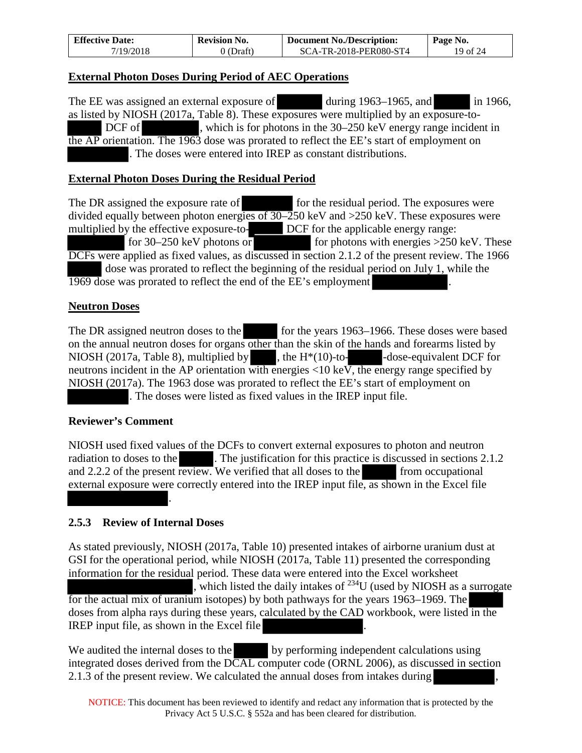**External Photon Doses During Period of AEC Operations**

The EE was assigned an external exposure of [REDACTED] during 1963–1965, and [REDACTED] in 1966, as listed by NIOSH (2017a, Table 8). These exposures were multiplied by an exposure-to-[REDACTED] DCF of [REDACTED], which is for photons in the 30–250 keV energy range incident in the AP orientation. The 1963 dose was prorated to reflect the EE's start of employment on [REDACTED]. The doses were entered into IREP as constant distributions.

**External Photon Doses During the Residual Period**

The DR assigned the exposure rate of [REDACTED] for the residual period. The exposures were divided equally between photon energies of 30–250 keV and >250 keV. These exposures were multiplied by the effective exposure-to-[REDACTED] DCF for the applicable energy range: [REDACTED] for 30–250 keV photons or [REDACTED] for photons with energies >250 keV. These DCFs were applied as fixed values, as discussed in section 2.1.2 of the present review. The 1966 [REDACTED] dose was prorated to reflect the beginning of the residual period on July 1, while the 1969 dose was prorated to reflect the end of the EE's employment [REDACTED].

**Neutron Doses**

The DR assigned neutron doses to the [REDACTED] for the years 1963–1966. These doses were based on the annual neutron doses for organs other than the skin of the hands and forearms listed by NIOSH (2017a, Table 8), multiplied by [REDACTED], the H*(10)-to-[REDACTED]-dose-equivalent DCF for neutrons incident in the AP orientation with energies <10 keV, the energy range specified by NIOSH (2017a). The 1963 dose was prorated to reflect the EE's start of employment on [REDACTED]. The doses were listed as fixed values in the IREP input file.

**Reviewer's Comment**

NIOSH used fixed values of the DCFs to convert external exposures to photon and neutron radiation to doses to the [REDACTED]. The justification for this practice is discussed in sections 2.1.2 and 2.2.2 of the present review. We verified that all doses to the [REDACTED] from occupational external exposure were correctly entered into the IREP input file, as shown in the Excel file [REDACTED].

### 2.5.3 Review of Internal Doses

As stated previously, NIOSH (2017a, Table 10) presented intakes of airborne uranium dust at GSI for the operational period, while NIOSH (2017a, Table 11) presented the corresponding information for the residual period. These data were entered into the Excel worksheet [REDACTED], which listed the daily intakes of $^{234}$U (used by NIOSH as a surrogate for the actual mix of uranium isotopes) by both pathways for the years 1963–1969. The [REDACTED] doses from alpha rays during these years, calculated by the CAD workbook, were listed in the IREP input file, as shown in the Excel file [REDACTED].

We audited the internal doses to the [REDACTED] by performing independent calculations using integrated doses derived from the DCAL computer code (ORNL 2006), as discussed in section 2.1.3 of the present review. We calculated the annual doses from intakes during [REDACTED],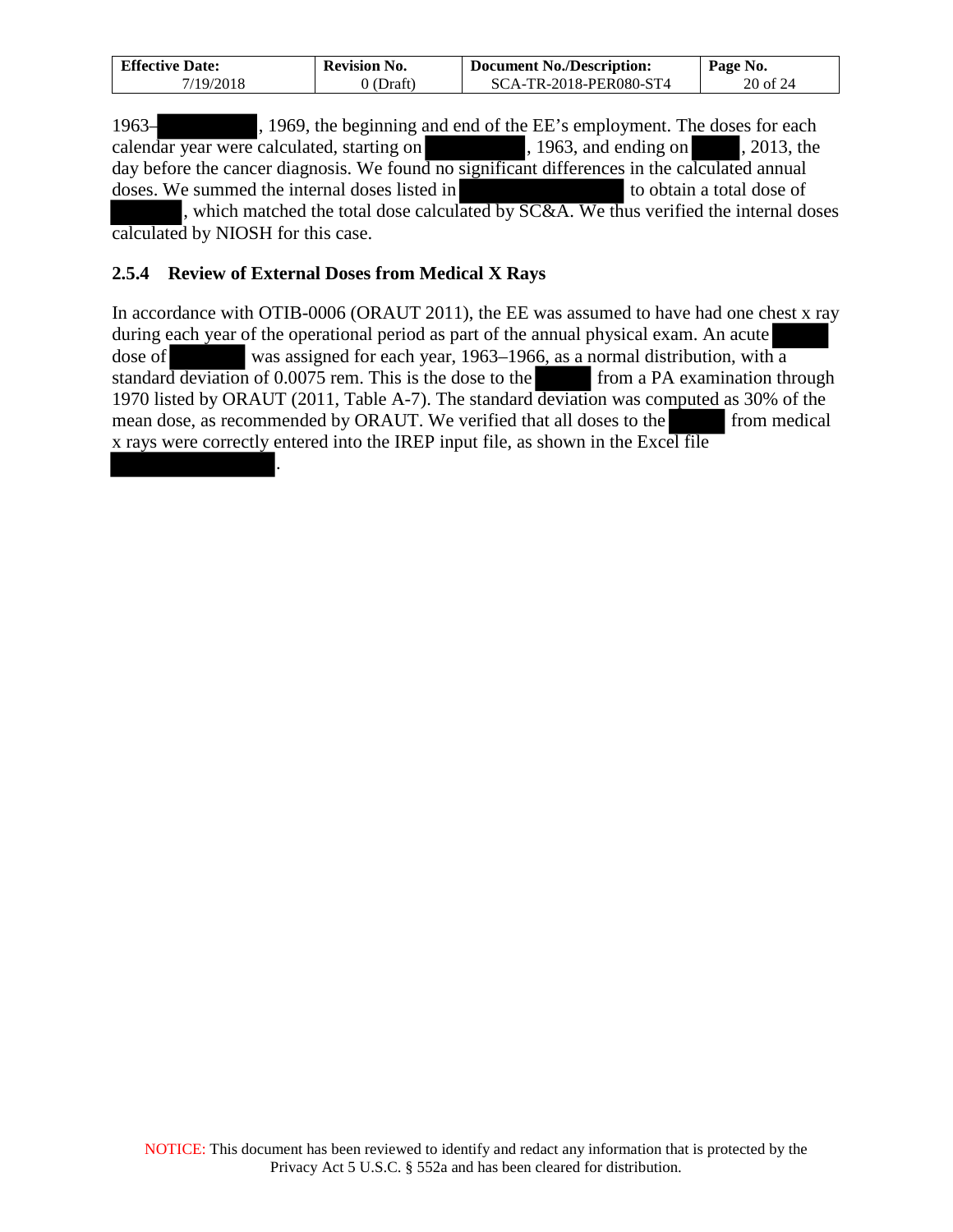1963–[REDACTED], 1969, the beginning and end of the EE's employment. The doses for each calendar year were calculated, starting on [REDACTED], 1963, and ending on [REDACTED], 2013, the day before the cancer diagnosis. We found no significant differences in the calculated annual doses. We summed the internal doses listed in [REDACTED] to obtain a total dose of [REDACTED], which matched the total dose calculated by SC&A. We thus verified the internal doses calculated by NIOSH for this case.

### 2.5.4 Review of External Doses from Medical X Rays

In accordance with OTIB-0006 (ORAUT 2011), the EE was assumed to have had one chest x ray during each year of the operational period as part of the annual physical exam. An acute [REDACTED] dose of [REDACTED] was assigned for each year, 1963–1966, as a normal distribution, with a standard deviation of 0.0075 rem. This is the dose to the [REDACTED] from a PA examination through 1970 listed by ORAUT (2011, Table A-7). The standard deviation was computed as 30% of the mean dose, as recommended by ORAUT. We verified that all doses to the [REDACTED] from medical x rays were correctly entered into the IREP input file, as shown in the Excel file [REDACTED].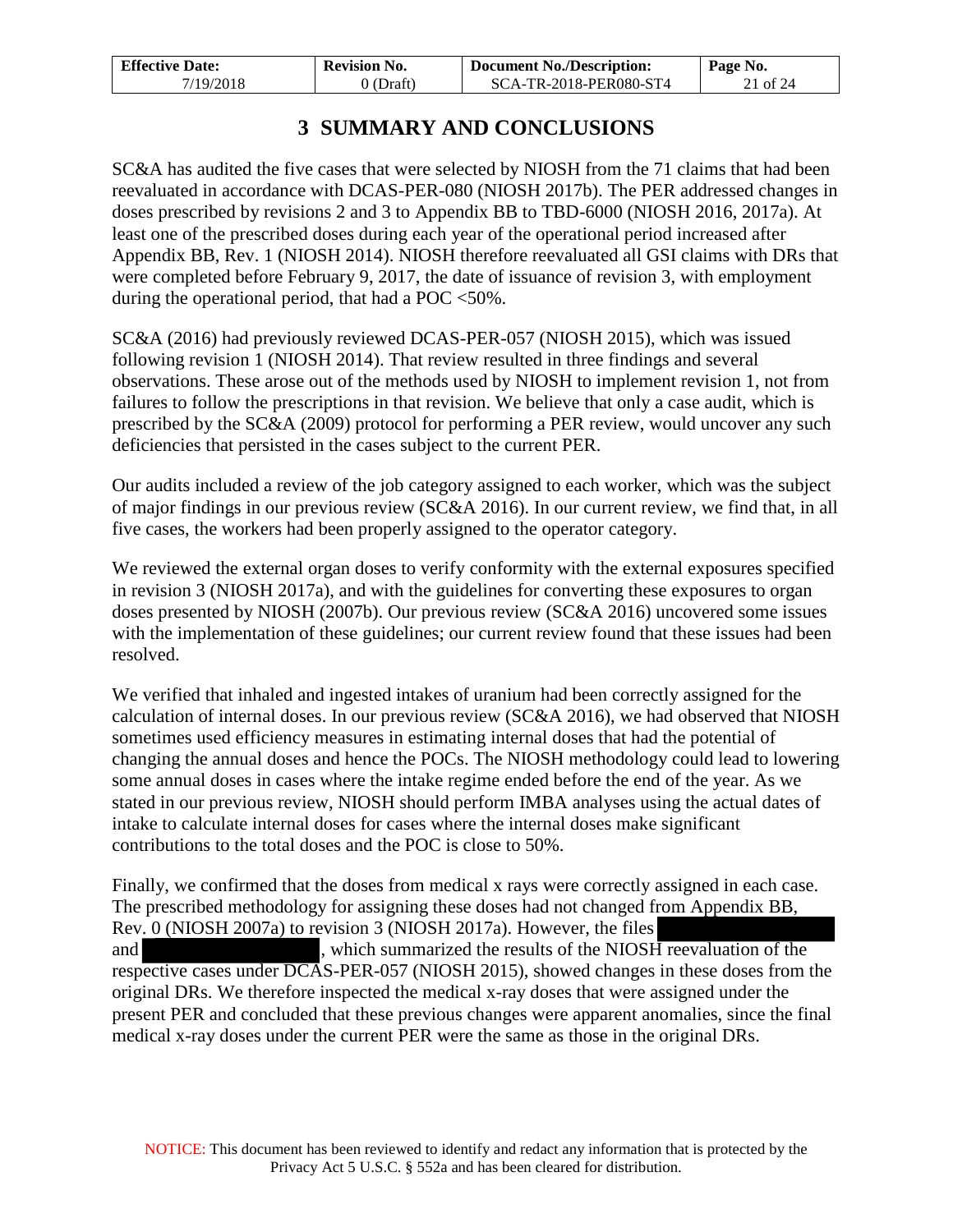# 3 SUMMARY AND CONCLUSIONS

SC&A has audited the five cases that were selected by NIOSH from the 71 claims that had been reevaluated in accordance with DCAS-PER-080 (NIOSH 2017b). The PER addressed changes in doses prescribed by revisions 2 and 3 to Appendix BB to TBD-6000 (NIOSH 2016, 2017a). At least one of the prescribed doses during each year of the operational period increased after Appendix BB, Rev. 1 (NIOSH 2014). NIOSH therefore reevaluated all GSI claims with DRs that were completed before February 9, 2017, the date of issuance of revision 3, with employment during the operational period, that had a POC <50%.

SC&A (2016) had previously reviewed DCAS-PER-057 (NIOSH 2015), which was issued following revision 1 (NIOSH 2014). That review resulted in three findings and several observations. These arose out of the methods used by NIOSH to implement revision 1, not from failures to follow the prescriptions in that revision. We believe that only a case audit, which is prescribed by the SC&A (2009) protocol for performing a PER review, would uncover any such deficiencies that persisted in the cases subject to the current PER.

Our audits included a review of the job category assigned to each worker, which was the subject of major findings in our previous review (SC&A 2016). In our current review, we find that, in all five cases, the workers had been properly assigned to the operator category.

We reviewed the external organ doses to verify conformity with the external exposures specified in revision 3 (NIOSH 2017a), and with the guidelines for converting these exposures to organ doses presented by NIOSH (2007b). Our previous review (SC&A 2016) uncovered some issues with the implementation of these guidelines; our current review found that these issues had been resolved.

We verified that inhaled and ingested intakes of uranium had been correctly assigned for the calculation of internal doses. In our previous review (SC&A 2016), we had observed that NIOSH sometimes used efficiency measures in estimating internal doses that had the potential of changing the annual doses and hence the POCs. The NIOSH methodology could lead to lowering some annual doses in cases where the intake regime ended before the end of the year. As we stated in our previous review, NIOSH should perform IMBA analyses using the actual dates of intake to calculate internal doses for cases where the internal doses make significant contributions to the total doses and the POC is close to 50%.

Finally, we confirmed that the doses from medical x rays were correctly assigned in each case. The prescribed methodology for assigning these doses had not changed from Appendix BB, Rev. 0 (NIOSH 2007a) to revision 3 (NIOSH 2017a). However, the files [REDACTED] and [REDACTED], which summarized the results of the NIOSH reevaluation of the respective cases under DCAS-PER-057 (NIOSH 2015), showed changes in these doses from the original DRs. We therefore inspected the medical x-ray doses that were assigned under the present PER and concluded that these previous changes were apparent anomalies, since the final medical x-ray doses under the current PER were the same as those in the original DRs.

NOTICE: This document has been reviewed to identify and redact any information that is protected by the Privacy Act 5 U.S.C. § 552a and has been cleared for distribution.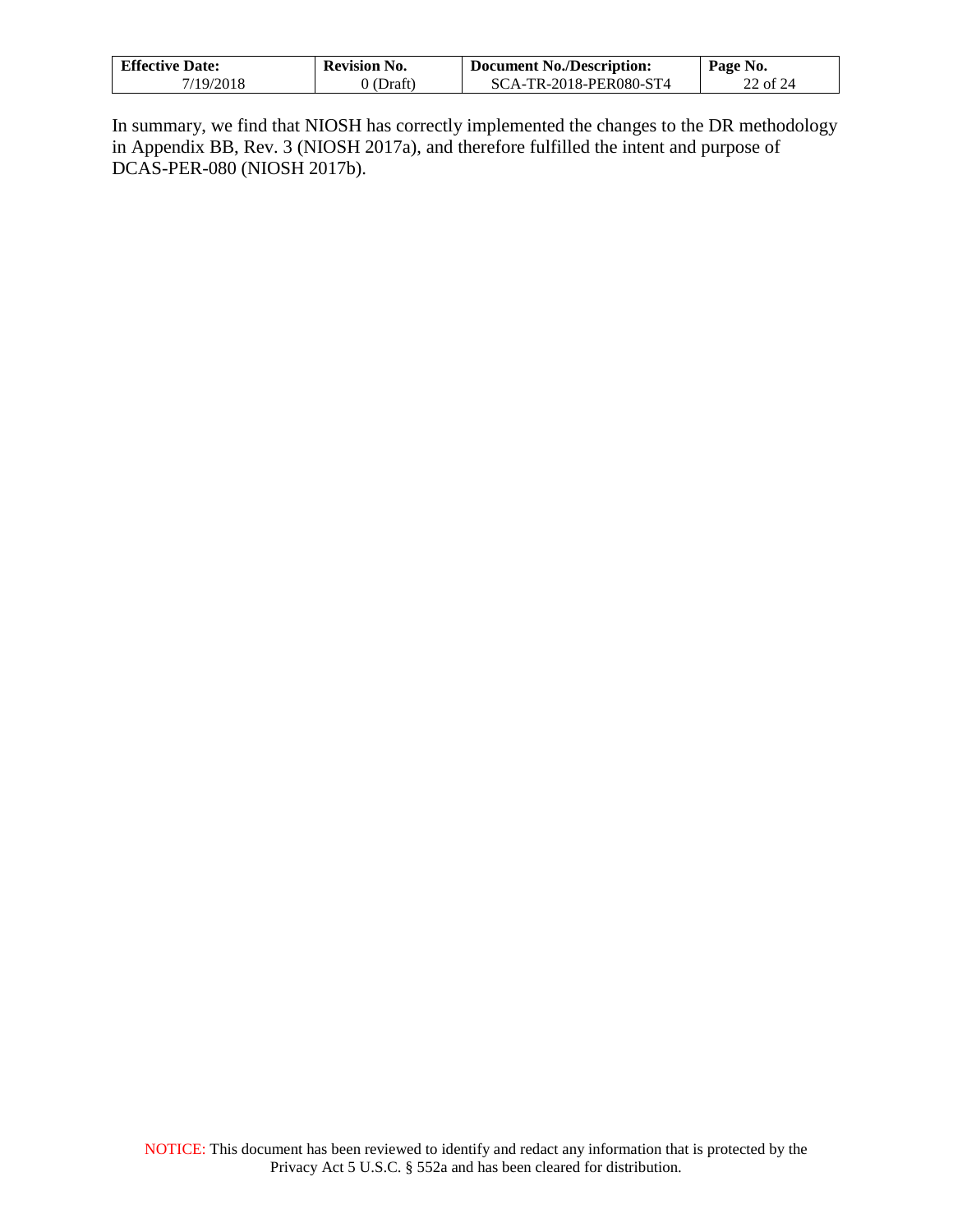In summary, we find that NIOSH has correctly implemented the changes to the DR methodology in Appendix BB, Rev. 3 (NIOSH 2017a), and therefore fulfilled the intent and purpose of DCAS-PER-080 (NIOSH 2017b).

NOTICE: This document has been reviewed to identify and redact any information that is protected by the Privacy Act 5 U.S.C. § 552a and has been cleared for distribution.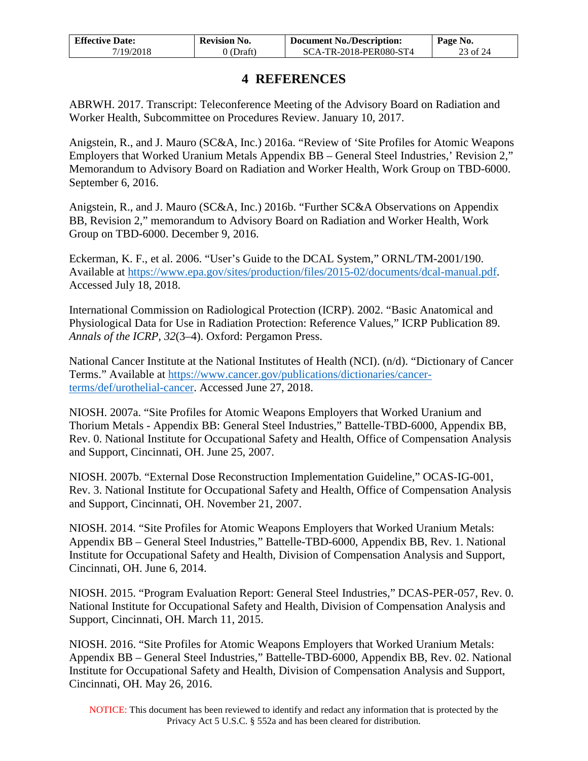# 4 REFERENCES

ABRWH. 2017. Transcript: Teleconference Meeting of the Advisory Board on Radiation and Worker Health, Subcommittee on Procedures Review. January 10, 2017.

Anigstein, R., and J. Mauro (SC&A, Inc.) 2016a. "Review of 'Site Profiles for Atomic Weapons Employers that Worked Uranium Metals Appendix BB – General Steel Industries,' Revision 2," Memorandum to Advisory Board on Radiation and Worker Health, Work Group on TBD-6000. September 6, 2016.

Anigstein, R., and J. Mauro (SC&A, Inc.) 2016b. "Further SC&A Observations on Appendix BB, Revision 2," memorandum to Advisory Board on Radiation and Worker Health, Work Group on TBD-6000. December 9, 2016.

Eckerman, K. F., et al. 2006. "User's Guide to the DCAL System," ORNL/TM-2001/190. Available at https://www.epa.gov/sites/production/files/2015-02/documents/dcal-manual.pdf. Accessed July 18, 2018.

International Commission on Radiological Protection (ICRP). 2002. "Basic Anatomical and Physiological Data for Use in Radiation Protection: Reference Values," ICRP Publication 89. *Annals of the ICRP, 32*(3–4). Oxford: Pergamon Press.

National Cancer Institute at the National Institutes of Health (NCI). (n/d). "Dictionary of Cancer Terms." Available at https://www.cancer.gov/publications/dictionaries/cancer-terms/def/urothelial-cancer. Accessed June 27, 2018.

NIOSH. 2007a. "Site Profiles for Atomic Weapons Employers that Worked Uranium and Thorium Metals - Appendix BB: General Steel Industries," Battelle-TBD-6000, Appendix BB, Rev. 0. National Institute for Occupational Safety and Health, Office of Compensation Analysis and Support, Cincinnati, OH. June 25, 2007.

NIOSH. 2007b. "External Dose Reconstruction Implementation Guideline," OCAS-IG-001, Rev. 3. National Institute for Occupational Safety and Health, Office of Compensation Analysis and Support, Cincinnati, OH. November 21, 2007.

NIOSH. 2014. "Site Profiles for Atomic Weapons Employers that Worked Uranium Metals: Appendix BB – General Steel Industries," Battelle-TBD-6000, Appendix BB, Rev. 1. National Institute for Occupational Safety and Health, Division of Compensation Analysis and Support, Cincinnati, OH. June 6, 2014.

NIOSH. 2015. "Program Evaluation Report: General Steel Industries," DCAS-PER-057, Rev. 0. National Institute for Occupational Safety and Health, Division of Compensation Analysis and Support, Cincinnati, OH. March 11, 2015.

NIOSH. 2016. "Site Profiles for Atomic Weapons Employers that Worked Uranium Metals: Appendix BB – General Steel Industries," Battelle-TBD-6000, Appendix BB, Rev. 02. National Institute for Occupational Safety and Health, Division of Compensation Analysis and Support, Cincinnati, OH. May 26, 2016.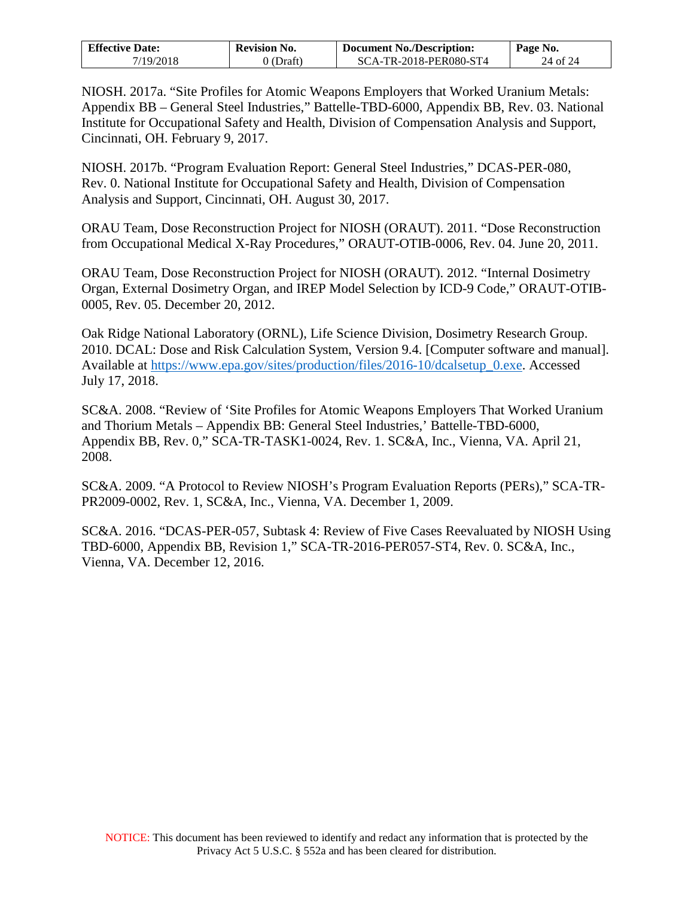NIOSH. 2017a. "Site Profiles for Atomic Weapons Employers that Worked Uranium Metals: Appendix BB – General Steel Industries," Battelle-TBD-6000, Appendix BB, Rev. 03. National Institute for Occupational Safety and Health, Division of Compensation Analysis and Support, Cincinnati, OH. February 9, 2017.

NIOSH. 2017b. "Program Evaluation Report: General Steel Industries," DCAS-PER-080, Rev. 0. National Institute for Occupational Safety and Health, Division of Compensation Analysis and Support, Cincinnati, OH. August 30, 2017.

ORAU Team, Dose Reconstruction Project for NIOSH (ORAUT). 2011. "Dose Reconstruction from Occupational Medical X-Ray Procedures," ORAUT-OTIB-0006, Rev. 04. June 20, 2011.

ORAU Team, Dose Reconstruction Project for NIOSH (ORAUT). 2012. "Internal Dosimetry Organ, External Dosimetry Organ, and IREP Model Selection by ICD-9 Code," ORAUT-OTIB-0005, Rev. 05. December 20, 2012.

Oak Ridge National Laboratory (ORNL), Life Science Division, Dosimetry Research Group. 2010. DCAL: Dose and Risk Calculation System, Version 9.4. [Computer software and manual]. Available at https://www.epa.gov/sites/production/files/2016-10/dcalsetup_0.exe. Accessed July 17, 2018.

SC&A. 2008. "Review of 'Site Profiles for Atomic Weapons Employers That Worked Uranium and Thorium Metals – Appendix BB: General Steel Industries,' Battelle-TBD-6000, Appendix BB, Rev. 0," SCA-TR-TASK1-0024, Rev. 1. SC&A, Inc., Vienna, VA. April 21, 2008.

SC&A. 2009. "A Protocol to Review NIOSH's Program Evaluation Reports (PERs)," SCA-TR-PR2009-0002, Rev. 1, SC&A, Inc., Vienna, VA. December 1, 2009.

SC&A. 2016. "DCAS-PER-057, Subtask 4: Review of Five Cases Reevaluated by NIOSH Using TBD-6000, Appendix BB, Revision 1," SCA-TR-2016-PER057-ST4, Rev. 0. SC&A, Inc., Vienna, VA. December 12, 2016.